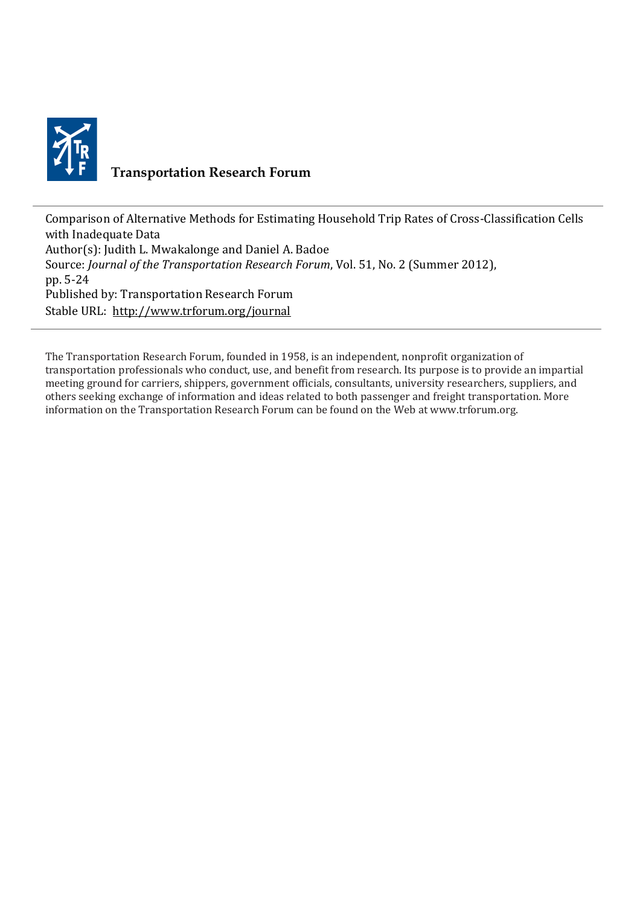**Transportation Research Forum**

---

Comparison of Alternative Methods for Estimating Household Trip Rates of Cross-Classification Cells with Inadequate Data
Author(s): Judith L. Mwakalonge and Daniel A. Badoe
Source: *Journal of the Transportation Research Forum*, Vol. 51, No. 2 (Summer 2012), pp. 5-24
Published by: Transportation Research Forum
Stable URL: http://www.trforum.org/journal

---

The Transportation Research Forum, founded in 1958, is an independent, nonprofit organization of transportation professionals who conduct, use, and benefit from research. Its purpose is to provide an impartial meeting ground for carriers, shippers, government officials, consultants, university researchers, suppliers, and others seeking exchange of information and ideas related to both passenger and freight transportation. More information on the Transportation Research Forum can be found on the Web at www.trforum.org.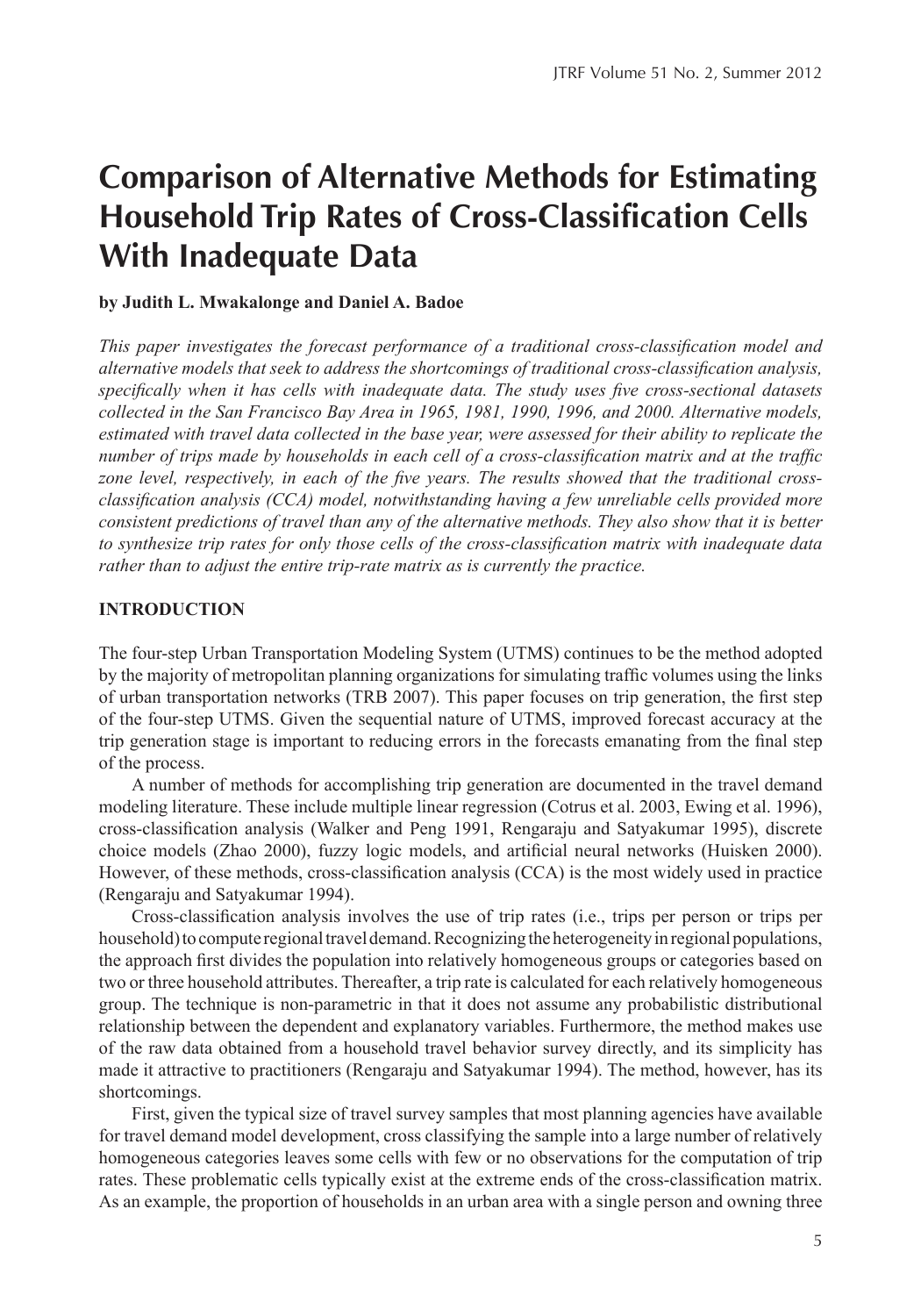# Comparison of Alternative Methods for Estimating Household Trip Rates of Cross-Classification Cells With Inadequate Data

**by Judith L. Mwakalonge and Daniel A. Badoe**

*This paper investigates the forecast performance of a traditional cross-classification model and alternative models that seek to address the shortcomings of traditional cross-classification analysis, specifically when it has cells with inadequate data. The study uses five cross-sectional datasets collected in the San Francisco Bay Area in 1965, 1981, 1990, 1996, and 2000. Alternative models, estimated with travel data collected in the base year, were assessed for their ability to replicate the number of trips made by households in each cell of a cross-classification matrix and at the traffic zone level, respectively, in each of the five years. The results showed that the traditional cross-classification analysis (CCA) model, notwithstanding having a few unreliable cells provided more consistent predictions of travel than any of the alternative methods. They also show that it is better to synthesize trip rates for only those cells of the cross-classification matrix with inadequate data rather than to adjust the entire trip-rate matrix as is currently the practice.*

## INTRODUCTION

The four-step Urban Transportation Modeling System (UTMS) continues to be the method adopted by the majority of metropolitan planning organizations for simulating traffic volumes using the links of urban transportation networks (TRB 2007). This paper focuses on trip generation, the first step of the four-step UTMS. Given the sequential nature of UTMS, improved forecast accuracy at the trip generation stage is important to reducing errors in the forecasts emanating from the final step of the process.

A number of methods for accomplishing trip generation are documented in the travel demand modeling literature. These include multiple linear regression (Cotrus et al. 2003, Ewing et al. 1996), cross-classification analysis (Walker and Peng 1991, Rengaraju and Satyakumar 1995), discrete choice models (Zhao 2000), fuzzy logic models, and artificial neural networks (Huisken 2000). However, of these methods, cross-classification analysis (CCA) is the most widely used in practice (Rengaraju and Satyakumar 1994).

Cross-classification analysis involves the use of trip rates (i.e., trips per person or trips per household) to compute regional travel demand. Recognizing the heterogeneity in regional populations, the approach first divides the population into relatively homogeneous groups or categories based on two or three household attributes. Thereafter, a trip rate is calculated for each relatively homogeneous group. The technique is non-parametric in that it does not assume any probabilistic distributional relationship between the dependent and explanatory variables. Furthermore, the method makes use of the raw data obtained from a household travel behavior survey directly, and its simplicity has made it attractive to practitioners (Rengaraju and Satyakumar 1994). The method, however, has its shortcomings.

First, given the typical size of travel survey samples that most planning agencies have available for travel demand model development, cross classifying the sample into a large number of relatively homogeneous categories leaves some cells with few or no observations for the computation of trip rates. These problematic cells typically exist at the extreme ends of the cross-classification matrix. As an example, the proportion of households in an urban area with a single person and owning three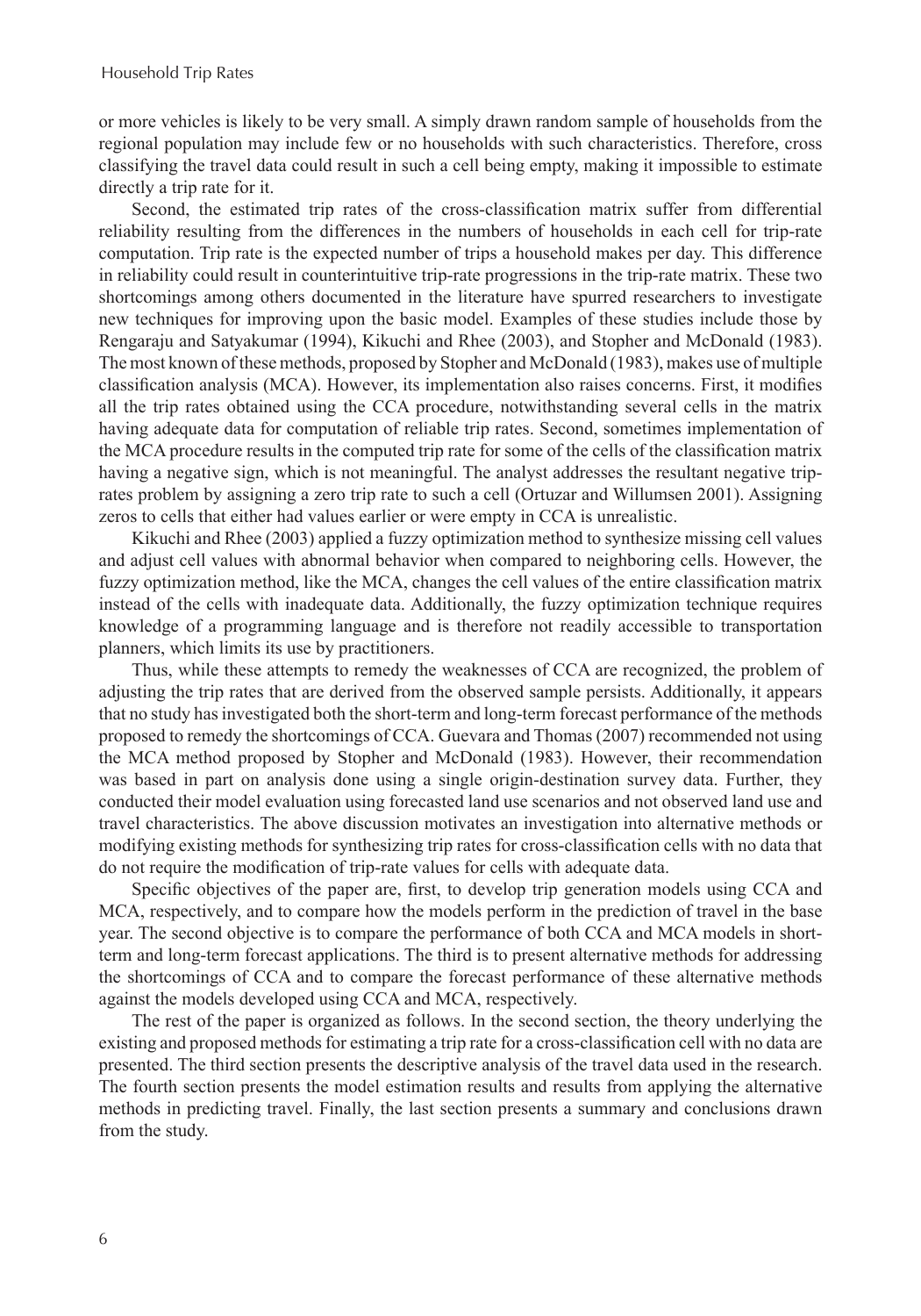or more vehicles is likely to be very small. A simply drawn random sample of households from the regional population may include few or no households with such characteristics. Therefore, cross classifying the travel data could result in such a cell being empty, making it impossible to estimate directly a trip rate for it.

Second, the estimated trip rates of the cross-classification matrix suffer from differential reliability resulting from the differences in the numbers of households in each cell for trip-rate computation. Trip rate is the expected number of trips a household makes per day. This difference in reliability could result in counterintuitive trip-rate progressions in the trip-rate matrix. These two shortcomings among others documented in the literature have spurred researchers to investigate new techniques for improving upon the basic model. Examples of these studies include those by Rengaraju and Satyakumar (1994), Kikuchi and Rhee (2003), and Stopher and McDonald (1983). The most known of these methods, proposed by Stopher and McDonald (1983), makes use of multiple classification analysis (MCA). However, its implementation also raises concerns. First, it modifies all the trip rates obtained using the CCA procedure, notwithstanding several cells in the matrix having adequate data for computation of reliable trip rates. Second, sometimes implementation of the MCA procedure results in the computed trip rate for some of the cells of the classification matrix having a negative sign, which is not meaningful. The analyst addresses the resultant negative trip-rates problem by assigning a zero trip rate to such a cell (Ortuzar and Willumsen 2001). Assigning zeros to cells that either had values earlier or were empty in CCA is unrealistic.

Kikuchi and Rhee (2003) applied a fuzzy optimization method to synthesize missing cell values and adjust cell values with abnormal behavior when compared to neighboring cells. However, the fuzzy optimization method, like the MCA, changes the cell values of the entire classification matrix instead of the cells with inadequate data. Additionally, the fuzzy optimization technique requires knowledge of a programming language and is therefore not readily accessible to transportation planners, which limits its use by practitioners.

Thus, while these attempts to remedy the weaknesses of CCA are recognized, the problem of adjusting the trip rates that are derived from the observed sample persists. Additionally, it appears that no study has investigated both the short-term and long-term forecast performance of the methods proposed to remedy the shortcomings of CCA. Guevara and Thomas (2007) recommended not using the MCA method proposed by Stopher and McDonald (1983). However, their recommendation was based in part on analysis done using a single origin-destination survey data. Further, they conducted their model evaluation using forecasted land use scenarios and not observed land use and travel characteristics. The above discussion motivates an investigation into alternative methods or modifying existing methods for synthesizing trip rates for cross-classification cells with no data that do not require the modification of trip-rate values for cells with adequate data.

Specific objectives of the paper are, first, to develop trip generation models using CCA and MCA, respectively, and to compare how the models perform in the prediction of travel in the base year. The second objective is to compare the performance of both CCA and MCA models in short-term and long-term forecast applications. The third is to present alternative methods for addressing the shortcomings of CCA and to compare the forecast performance of these alternative methods against the models developed using CCA and MCA, respectively.

The rest of the paper is organized as follows. In the second section, the theory underlying the existing and proposed methods for estimating a trip rate for a cross-classification cell with no data are presented. The third section presents the descriptive analysis of the travel data used in the research. The fourth section presents the model estimation results and results from applying the alternative methods in predicting travel. Finally, the last section presents a summary and conclusions drawn from the study.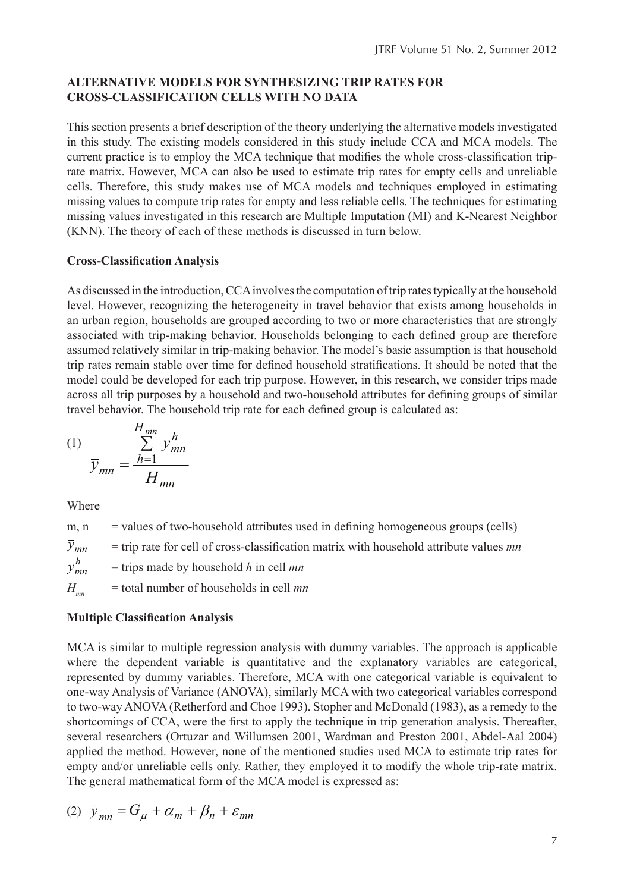## ALTERNATIVE MODELS FOR SYNTHESIZING TRIP RATES FOR CROSS-CLASSIFICATION CELLS WITH NO DATA

This section presents a brief description of the theory underlying the alternative models investigated in this study. The existing models considered in this study include CCA and MCA models. The current practice is to employ the MCA technique that modifies the whole cross-classification trip-rate matrix. However, MCA can also be used to estimate trip rates for empty cells and unreliable cells. Therefore, this study makes use of MCA models and techniques employed in estimating missing values to compute trip rates for empty and less reliable cells. The techniques for estimating missing values investigated in this research are Multiple Imputation (MI) and K-Nearest Neighbor (KNN). The theory of each of these methods is discussed in turn below.

### Cross-Classification Analysis

As discussed in the introduction, CCA involves the computation of trip rates typically at the household level. However, recognizing the heterogeneity in travel behavior that exists among households in an urban region, households are grouped according to two or more characteristics that are strongly associated with trip-making behavior. Households belonging to each defined group are therefore assumed relatively similar in trip-making behavior. The model's basic assumption is that household trip rates remain stable over time for defined household stratifications. It should be noted that the model could be developed for each trip purpose. However, in this research, we consider trips made across all trip purposes by a household and two-household attributes for defining groups of similar travel behavior. The household trip rate for each defined group is calculated as:

$$(1) \quad \bar{y}_{mn} = \frac{\sum_{h=1}^{H_{mn}} y_{mn}^{h}}{H_{mn}}$$

Where

m, n = values of two-household attributes used in defining homogeneous groups (cells)

$\bar{y}_{mn}$ = trip rate for cell of cross-classification matrix with household attribute values *mn*

$y_{mn}^{h}$ = trips made by household *h* in cell *mn*

$H_{mn}$ = total number of households in cell *mn*

### Multiple Classification Analysis

MCA is similar to multiple regression analysis with dummy variables. The approach is applicable where the dependent variable is quantitative and the explanatory variables are categorical, represented by dummy variables. Therefore, MCA with one categorical variable is equivalent to one-way Analysis of Variance (ANOVA), similarly MCA with two categorical variables correspond to two-way ANOVA (Retherford and Choe 1993). Stopher and McDonald (1983), as a remedy to the shortcomings of CCA, were the first to apply the technique in trip generation analysis. Thereafter, several researchers (Ortuzar and Willumsen 2001, Wardman and Preston 2001, Abdel-Aal 2004) applied the method. However, none of the mentioned studies used MCA to estimate trip rates for empty and/or unreliable cells only. Rather, they employed it to modify the whole trip-rate matrix. The general mathematical form of the MCA model is expressed as:

$$(2) \quad \bar{y}_{mn} = G_{\mu} + \alpha_{m} + \beta_{n} + \varepsilon_{mn}$$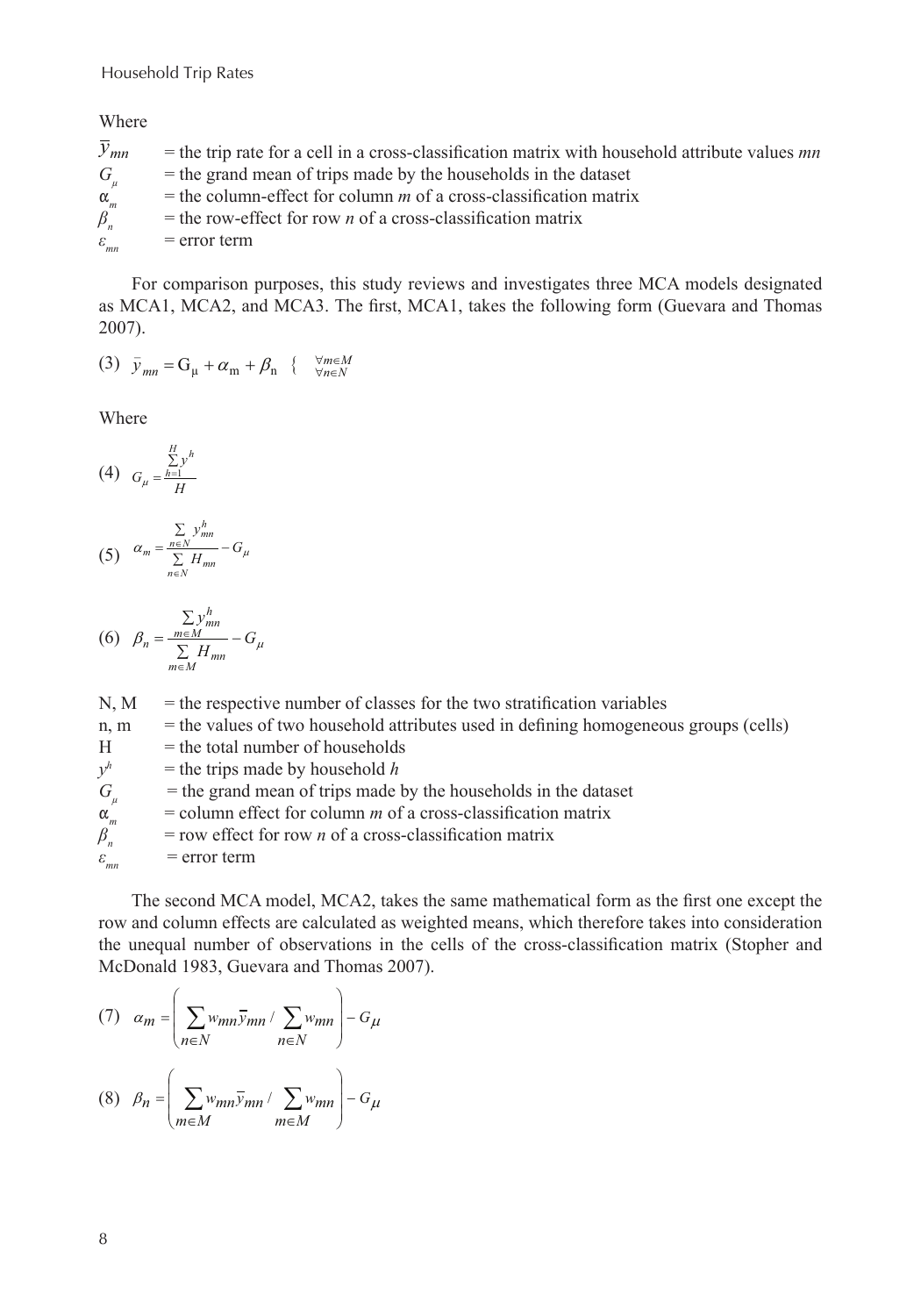Where

$\overline{y}_{mn}$ = the trip rate for a cell in a cross-classification matrix with household attribute values *mn*
$G_{\mu}$ = the grand mean of trips made by the households in the dataset
$\alpha_m$ = the column-effect for column *m* of a cross-classification matrix
$\beta_n$ = the row-effect for row *n* of a cross-classification matrix
$\varepsilon_{mn}$ = error term

For comparison purposes, this study reviews and investigates three MCA models designated as MCA1, MCA2, and MCA3. The first, MCA1, takes the following form (Guevara and Thomas 2007).

$$(3) \quad \bar{y}_{mn} = G_{\mu} + \alpha_m + \beta_n \quad \left\{ \begin{array}{l} \forall m \in M \\ \forall n \in N \end{array} \right.$$

Where

$$(4) \quad G_{\mu} = \frac{\sum_{h=1}^{H} y^h}{H}$$

$$(5) \quad \alpha_m = \frac{\sum_{n \in N} y_{mn}^h}{\sum_{n \in N} H_{mn}} - G_{\mu}$$

$$(6) \quad \beta_n = \frac{\sum_{m \in M} y_{mn}^h}{\sum_{m \in M} H_{mn}} - G_{\mu}$$

N, M = the respective number of classes for the two stratification variables
n, m = the values of two household attributes used in defining homogeneous groups (cells)
H = the total number of households
$y^h$ = the trips made by household *h*
$G_{\mu}$ = the grand mean of trips made by the households in the dataset
$\alpha_m$ = column effect for column *m* of a cross-classification matrix
$\beta_n$ = row effect for row *n* of a cross-classification matrix
$\varepsilon_{mn}$ = error term

The second MCA model, MCA2, takes the same mathematical form as the first one except the row and column effects are calculated as weighted means, which therefore takes into consideration the unequal number of observations in the cells of the cross-classification matrix (Stopher and McDonald 1983, Guevara and Thomas 2007).

$$(7) \quad \alpha_m = \left( \sum_{n \in N} w_{mn} \overline{y}_{mn} / \sum_{n \in N} w_{mn} \right) - G_{\mu}$$

$$(8) \quad \beta_n = \left( \sum_{m \in M} w_{mn} \overline{y}_{mn} / \sum_{m \in M} w_{mn} \right) - G_{\mu}$$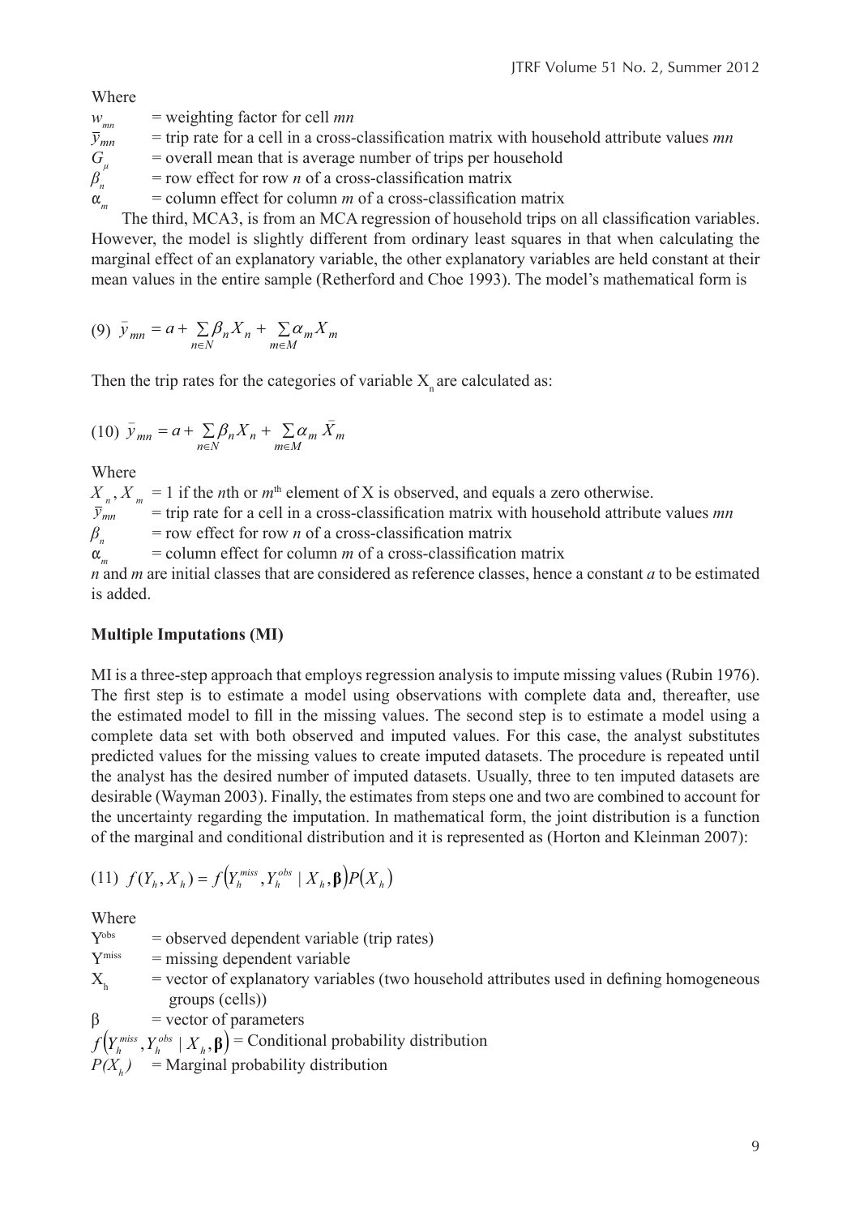Where

$w_{mn}$ = weighting factor for cell *mn*
$\bar{y}_{mn}$ = trip rate for a cell in a cross-classification matrix with household attribute values *mn*
$G_{\mu}$ = overall mean that is average number of trips per household
$\beta_{n}$ = row effect for row *n* of a cross-classification matrix
$\alpha_{m}$ = column effect for column *m* of a cross-classification matrix

The third, MCA3, is from an MCA regression of household trips on all classification variables. However, the model is slightly different from ordinary least squares in that when calculating the marginal effect of an explanatory variable, the other explanatory variables are held constant at their mean values in the entire sample (Retherford and Choe 1993). The model's mathematical form is

$$(9)\ \bar{y}_{mn} = a + \sum_{n \in N} \beta_n X_n + \sum_{m \in M} \alpha_m X_m$$

Then the trip rates for the categories of variable $X_n$ are calculated as:

$$(10)\ \bar{y}_{mn} = a + \sum_{n \in N} \beta_n X_n + \sum_{m \in M} \alpha_m \bar{X}_m$$

Where

$X_n, X_m$ = 1 if the *n*th or *m*th element of X is observed, and equals a zero otherwise.
$\bar{y}_{mn}$ = trip rate for a cell in a cross-classification matrix with household attribute values *mn*
$\beta_{n}$ = row effect for row *n* of a cross-classification matrix
$\alpha_{m}$ = column effect for column *m* of a cross-classification matrix
*n* and *m* are initial classes that are considered as reference classes, hence a constant *a* to be estimated is added.

**Multiple Imputations (MI)**

MI is a three-step approach that employs regression analysis to impute missing values (Rubin 1976). The first step is to estimate a model using observations with complete data and, thereafter, use the estimated model to fill in the missing values. The second step is to estimate a model using a complete data set with both observed and imputed values. For this case, the analyst substitutes predicted values for the missing values to create imputed datasets. The procedure is repeated until the analyst has the desired number of imputed datasets. Usually, three to ten imputed datasets are desirable (Wayman 2003). Finally, the estimates from steps one and two are combined to account for the uncertainty regarding the imputation. In mathematical form, the joint distribution is a function of the marginal and conditional distribution and it is represented as (Horton and Kleinman 2007):

$$(11)\ f(Y_h, X_h) = f\left(Y_h^{miss}, Y_h^{obs} \mid X_h, \boldsymbol{\beta}\right) P(X_h)$$

Where

$Y^{obs}$ = observed dependent variable (trip rates)
$Y^{miss}$ = missing dependent variable
$X_h$ = vector of explanatory variables (two household attributes used in defining homogeneous groups (cells))
$\beta$ = vector of parameters
$f\left(Y_h^{miss}, Y_h^{obs} \mid X_h, \boldsymbol{\beta}\right)$ = Conditional probability distribution
$P(X_h)$ = Marginal probability distribution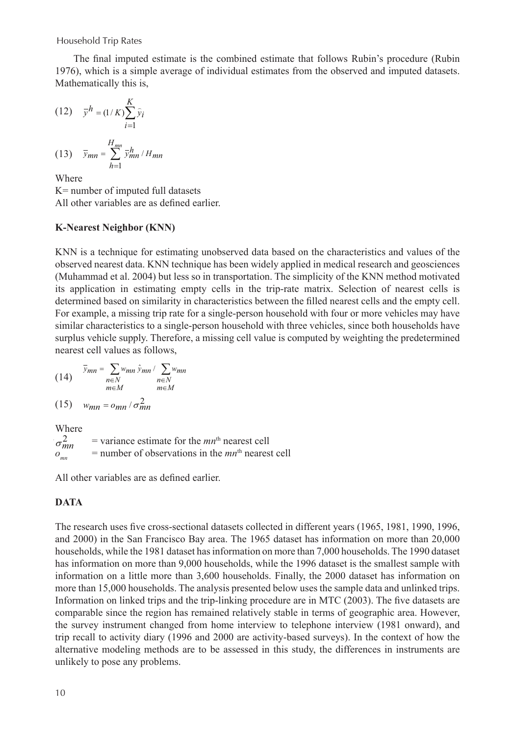The final imputed estimate is the combined estimate that follows Rubin's procedure (Rubin 1976), which is a simple average of individual estimates from the observed and imputed datasets. Mathematically this is,

$$(12) \quad \overline{y}^h = (1/K)\sum_{i=1}^{K} \hat{y}_i$$

$$(13) \quad \overline{y}_{mn} = \sum_{h=1}^{H_{mn}} \overline{y}_{mn}^h / H_{mn}$$

Where

K= number of imputed full datasets

All other variables are as defined earlier.

**K-Nearest Neighbor (KNN)**

KNN is a technique for estimating unobserved data based on the characteristics and values of the observed nearest data. KNN technique has been widely applied in medical research and geosciences (Muhammad et al. 2004) but less so in transportation. The simplicity of the KNN method motivated its application in estimating empty cells in the trip-rate matrix. Selection of nearest cells is determined based on similarity in characteristics between the filled nearest cells and the empty cell. For example, a missing trip rate for a single-person household with four or more vehicles may have similar characteristics to a single-person household with three vehicles, since both households have surplus vehicle supply. Therefore, a missing cell value is computed by weighting the predetermined nearest cell values as follows,

$$(14) \quad \overline{y}_{mn} = \sum_{\substack{n \in N \\ m \in M}} w_{mn}\, \hat{y}_{mn} \Big/ \sum_{\substack{n \in N \\ m \in M}} w_{mn}$$

$$(15) \quad w_{mn} = o_{mn} / \sigma_{mn}^2$$

Where

$\sigma_{mn}^2$ = variance estimate for the $mn^{\text{th}}$ nearest cell

$o_{mn}$ = number of observations in the $mn^{\text{th}}$ nearest cell

All other variables are as defined earlier.

## DATA

The research uses five cross-sectional datasets collected in different years (1965, 1981, 1990, 1996, and 2000) in the San Francisco Bay area. The 1965 dataset has information on more than 20,000 households, while the 1981 dataset has information on more than 7,000 households. The 1990 dataset has information on more than 9,000 households, while the 1996 dataset is the smallest sample with information on a little more than 3,600 households. Finally, the 2000 dataset has information on more than 15,000 households. The analysis presented below uses the sample data and unlinked trips. Information on linked trips and the trip-linking procedure are in MTC (2003). The five datasets are comparable since the region has remained relatively stable in terms of geographic area. However, the survey instrument changed from home interview to telephone interview (1981 onward), and trip recall to activity diary (1996 and 2000 are activity-based surveys). In the context of how the alternative modeling methods are to be assessed in this study, the differences in instruments are unlikely to pose any problems.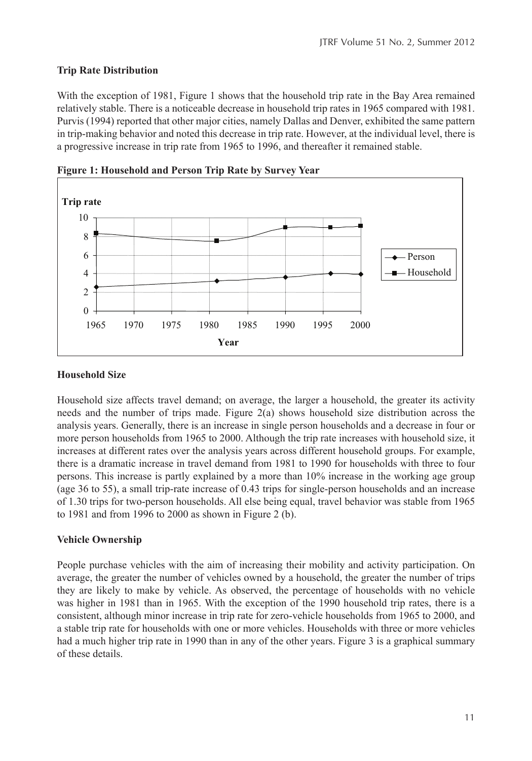### Trip Rate Distribution

With the exception of 1981, Figure 1 shows that the household trip rate in the Bay Area remained relatively stable. There is a noticeable decrease in household trip rates in 1965 compared with 1981. Purvis (1994) reported that other major cities, namely Dallas and Denver, exhibited the same pattern in trip-making behavior and noted this decrease in trip rate. However, at the individual level, there is a progressive increase in trip rate from 1965 to 1996, and thereafter it remained stable.

**Figure 1: Household and Person Trip Rate by Survey Year**

### Household Size

Household size affects travel demand; on average, the larger a household, the greater its activity needs and the number of trips made. Figure 2(a) shows household size distribution across the analysis years. Generally, there is an increase in single person households and a decrease in four or more person households from 1965 to 2000. Although the trip rate increases with household size, it increases at different rates over the analysis years across different household groups. For example, there is a dramatic increase in travel demand from 1981 to 1990 for households with three to four persons. This increase is partly explained by a more than 10% increase in the working age group (age 36 to 55), a small trip-rate increase of 0.43 trips for single-person households and an increase of 1.30 trips for two-person households. All else being equal, travel behavior was stable from 1965 to 1981 and from 1996 to 2000 as shown in Figure 2 (b).

### Vehicle Ownership

People purchase vehicles with the aim of increasing their mobility and activity participation. On average, the greater the number of vehicles owned by a household, the greater the number of trips they are likely to make by vehicle. As observed, the percentage of households with no vehicle was higher in 1981 than in 1965. With the exception of the 1990 household trip rates, there is a consistent, although minor increase in trip rate for zero-vehicle households from 1965 to 2000, and a stable trip rate for households with one or more vehicles. Households with three or more vehicles had a much higher trip rate in 1990 than in any of the other years. Figure 3 is a graphical summary of these details.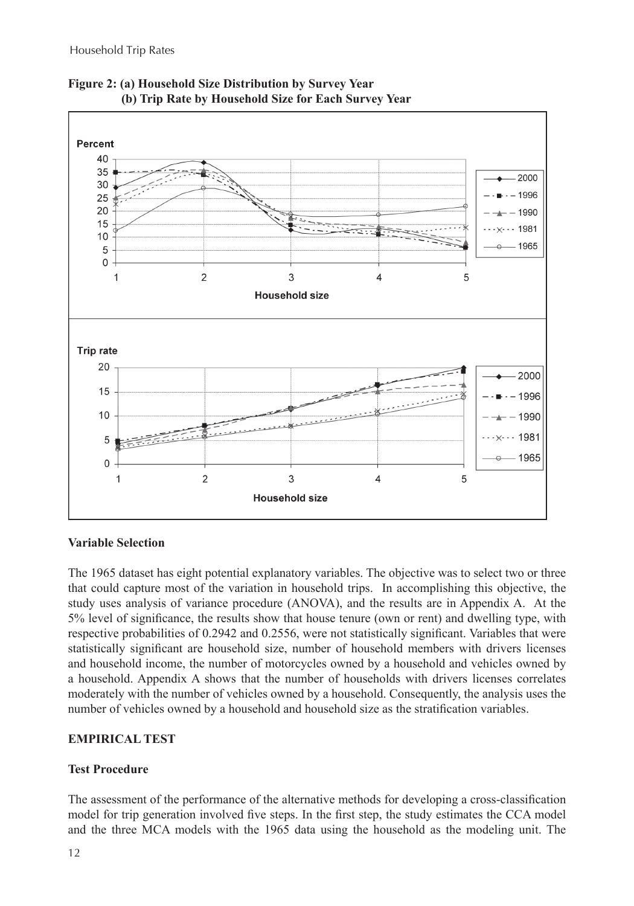**Figure 2: (a) Household Size Distribution by Survey Year**
**(b) Trip Rate by Household Size for Each Survey Year**

### Variable Selection

The 1965 dataset has eight potential explanatory variables. The objective was to select two or three that could capture most of the variation in household trips. In accomplishing this objective, the study uses analysis of variance procedure (ANOVA), and the results are in Appendix A. At the 5% level of significance, the results show that house tenure (own or rent) and dwelling type, with respective probabilities of 0.2942 and 0.2556, were not statistically significant. Variables that were statistically significant are household size, number of household members with drivers licenses and household income, the number of motorcycles owned by a household and vehicles owned by a household. Appendix A shows that the number of households with drivers licenses correlates moderately with the number of vehicles owned by a household. Consequently, the analysis uses the number of vehicles owned by a household and household size as the stratification variables.

## EMPIRICAL TEST

### Test Procedure

The assessment of the performance of the alternative methods for developing a cross-classification model for trip generation involved five steps. In the first step, the study estimates the CCA model and the three MCA models with the 1965 data using the household as the modeling unit. The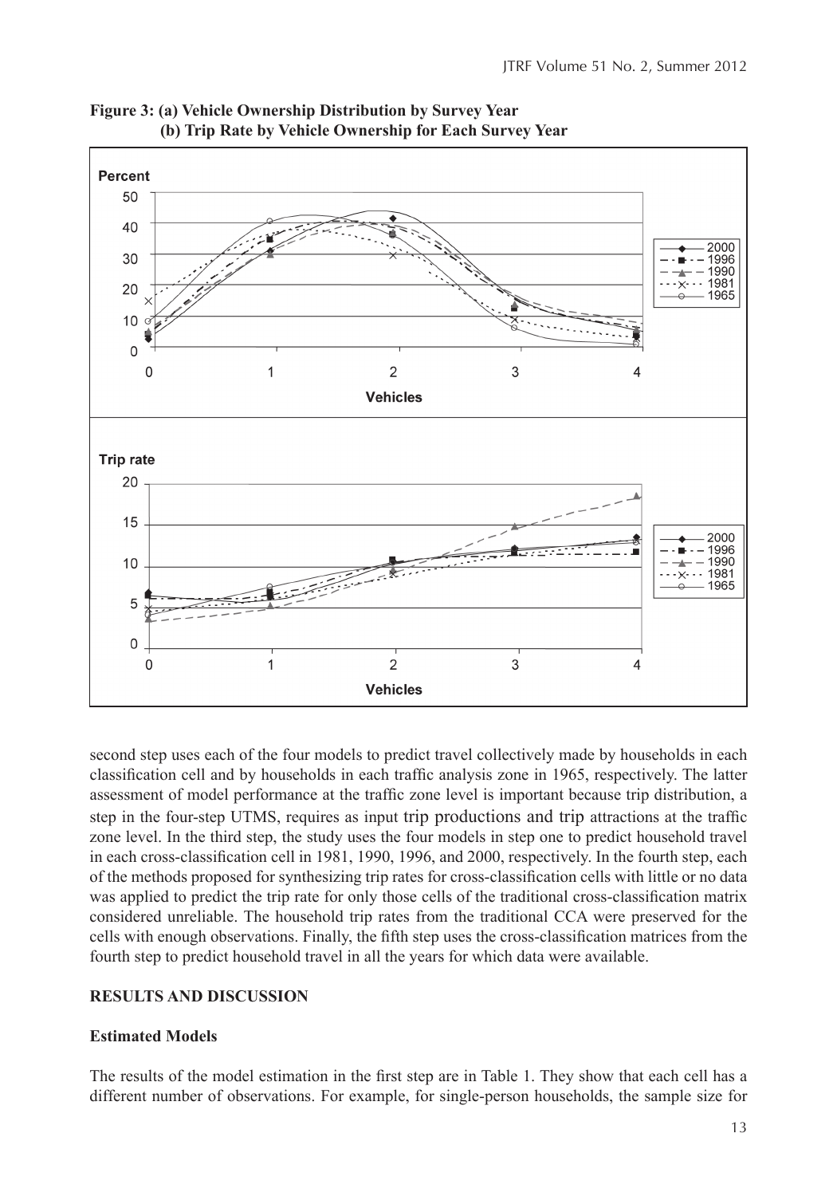**Figure 3: (a) Vehicle Ownership Distribution by Survey Year**
**(b) Trip Rate by Vehicle Ownership for Each Survey Year**

second step uses each of the four models to predict travel collectively made by households in each classification cell and by households in each traffic analysis zone in 1965, respectively. The latter assessment of model performance at the traffic zone level is important because trip distribution, a step in the four-step UTMS, requires as input trip productions and trip attractions at the traffic zone level. In the third step, the study uses the four models in step one to predict household travel in each cross-classification cell in 1981, 1990, 1996, and 2000, respectively. In the fourth step, each of the methods proposed for synthesizing trip rates for cross-classification cells with little or no data was applied to predict the trip rate for only those cells of the traditional cross-classification matrix considered unreliable. The household trip rates from the traditional CCA were preserved for the cells with enough observations. Finally, the fifth step uses the cross-classification matrices from the fourth step to predict household travel in all the years for which data were available.

## RESULTS AND DISCUSSION

### Estimated Models

The results of the model estimation in the first step are in Table 1. They show that each cell has a different number of observations. For example, for single-person households, the sample size for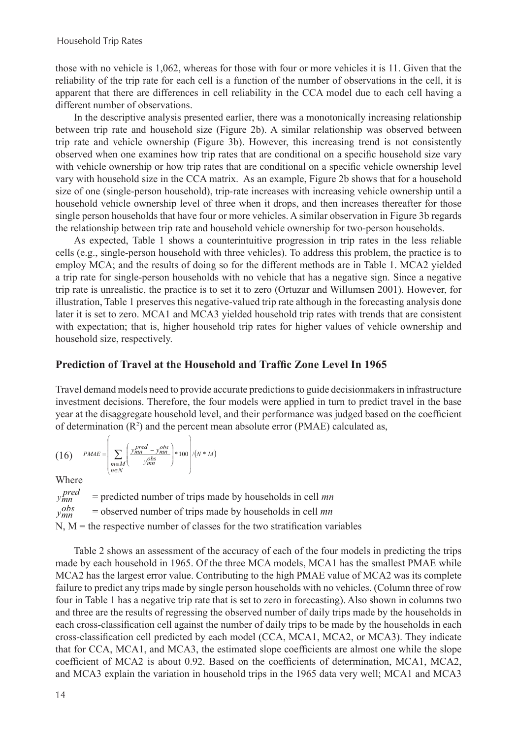those with no vehicle is 1,062, whereas for those with four or more vehicles it is 11. Given that the reliability of the trip rate for each cell is a function of the number of observations in the cell, it is apparent that there are differences in cell reliability in the CCA model due to each cell having a different number of observations.

In the descriptive analysis presented earlier, there was a monotonically increasing relationship between trip rate and household size (Figure 2b). A similar relationship was observed between trip rate and vehicle ownership (Figure 3b). However, this increasing trend is not consistently observed when one examines how trip rates that are conditional on a specific household size vary with vehicle ownership or how trip rates that are conditional on a specific vehicle ownership level vary with household size in the CCA matrix. As an example, Figure 2b shows that for a household size of one (single-person household), trip-rate increases with increasing vehicle ownership until a household vehicle ownership level of three when it drops, and then increases thereafter for those single person households that have four or more vehicles. A similar observation in Figure 3b regards the relationship between trip rate and household vehicle ownership for two-person households.

As expected, Table 1 shows a counterintuitive progression in trip rates in the less reliable cells (e.g., single-person household with three vehicles). To address this problem, the practice is to employ MCA; and the results of doing so for the different methods are in Table 1. MCA2 yielded a trip rate for single-person households with no vehicle that has a negative sign. Since a negative trip rate is unrealistic, the practice is to set it to zero (Ortuzar and Willumsen 2001). However, for illustration, Table 1 preserves this negative-valued trip rate although in the forecasting analysis done later it is set to zero. MCA1 and MCA3 yielded household trip rates with trends that are consistent with expectation; that is, higher household trip rates for higher values of vehicle ownership and household size, respectively.

## Prediction of Travel at the Household and Traffic Zone Level In 1965

Travel demand models need to provide accurate predictions to guide decisionmakers in infrastructure investment decisions. Therefore, the four models were applied in turn to predict travel in the base year at the disaggregate household level, and their performance was judged based on the coefficient of determination ($R^2$) and the percent mean absolute error (PMAE) calculated as,

$$(16) \quad PMAE = \left( \sum_{\substack{m \in M \\ n \in N}} \left( \frac{y_{mn}^{pred} - y_{mn}^{obs}}{y_{mn}^{obs}} \right) * 100 \right) / (N * M)$$

Where

$y_{mn}^{pred}$ = predicted number of trips made by households in cell *mn*

$y_{mn}^{obs}$ = observed number of trips made by households in cell *mn*

N, M = the respective number of classes for the two stratification variables

Table 2 shows an assessment of the accuracy of each of the four models in predicting the trips made by each household in 1965. Of the three MCA models, MCA1 has the smallest PMAE while MCA2 has the largest error value. Contributing to the high PMAE value of MCA2 was its complete failure to predict any trips made by single person households with no vehicles. (Column three of row four in Table 1 has a negative trip rate that is set to zero in forecasting). Also shown in columns two and three are the results of regressing the observed number of daily trips made by the households in each cross-classification cell against the number of daily trips to be made by the households in each cross-classification cell predicted by each model (CCA, MCA1, MCA2, or MCA3). They indicate that for CCA, MCA1, and MCA3, the estimated slope coefficients are almost one while the slope coefficient of MCA2 is about 0.92. Based on the coefficients of determination, MCA1, MCA2, and MCA3 explain the variation in household trips in the 1965 data very well; MCA1 and MCA3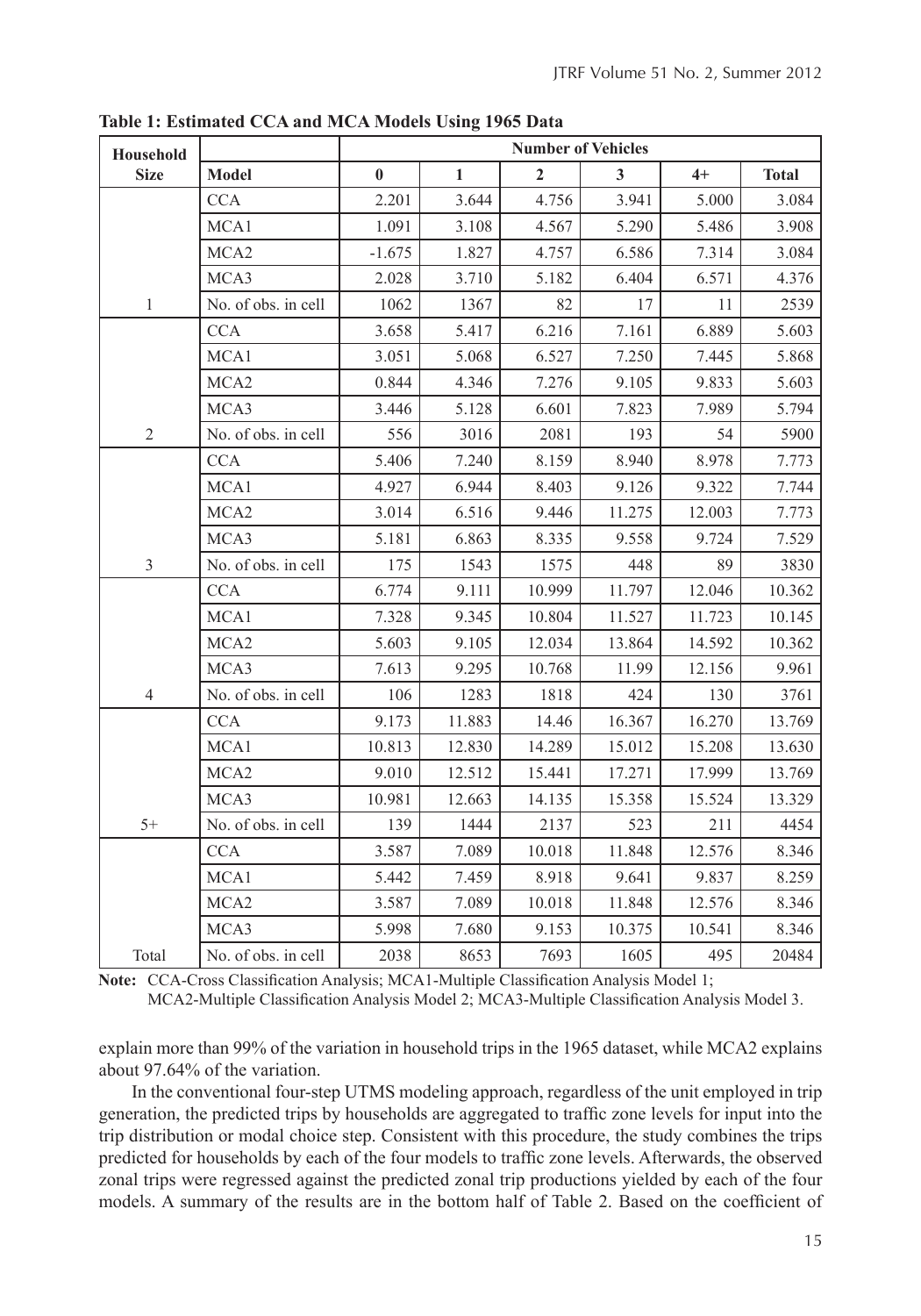**Table 1: Estimated CCA and MCA Models Using 1965 Data**

| Household Size | Model | Number of Vehicles | | | | | |
|---|---|---|---|---|---|---|---|
| | | 0 | 1 | 2 | 3 | 4+ | Total |
| | CCA | 2.201 | 3.644 | 4.756 | 3.941 | 5.000 | 3.084 |
| | MCA1 | 1.091 | 3.108 | 4.567 | 5.290 | 5.486 | 3.908 |
| | MCA2 | -1.675 | 1.827 | 4.757 | 6.586 | 7.314 | 3.084 |
| | MCA3 | 2.028 | 3.710 | 5.182 | 6.404 | 6.571 | 4.376 |
| 1 | No. of obs. in cell | 1062 | 1367 | 82 | 17 | 11 | 2539 |
| | CCA | 3.658 | 5.417 | 6.216 | 7.161 | 6.889 | 5.603 |
| | MCA1 | 3.051 | 5.068 | 6.527 | 7.250 | 7.445 | 5.868 |
| | MCA2 | 0.844 | 4.346 | 7.276 | 9.105 | 9.833 | 5.603 |
| | MCA3 | 3.446 | 5.128 | 6.601 | 7.823 | 7.989 | 5.794 |
| 2 | No. of obs. in cell | 556 | 3016 | 2081 | 193 | 54 | 5900 |
| | CCA | 5.406 | 7.240 | 8.159 | 8.940 | 8.978 | 7.773 |
| | MCA1 | 4.927 | 6.944 | 8.403 | 9.126 | 9.322 | 7.744 |
| | MCA2 | 3.014 | 6.516 | 9.446 | 11.275 | 12.003 | 7.773 |
| | MCA3 | 5.181 | 6.863 | 8.335 | 9.558 | 9.724 | 7.529 |
| 3 | No. of obs. in cell | 175 | 1543 | 1575 | 448 | 89 | 3830 |
| | CCA | 6.774 | 9.111 | 10.999 | 11.797 | 12.046 | 10.362 |
| | MCA1 | 7.328 | 9.345 | 10.804 | 11.527 | 11.723 | 10.145 |
| | MCA2 | 5.603 | 9.105 | 12.034 | 13.864 | 14.592 | 10.362 |
| | MCA3 | 7.613 | 9.295 | 10.768 | 11.99 | 12.156 | 9.961 |
| 4 | No. of obs. in cell | 106 | 1283 | 1818 | 424 | 130 | 3761 |
| | CCA | 9.173 | 11.883 | 14.46 | 16.367 | 16.270 | 13.769 |
| | MCA1 | 10.813 | 12.830 | 14.289 | 15.012 | 15.208 | 13.630 |
| | MCA2 | 9.010 | 12.512 | 15.441 | 17.271 | 17.999 | 13.769 |
| | MCA3 | 10.981 | 12.663 | 14.135 | 15.358 | 15.524 | 13.329 |
| 5+ | No. of obs. in cell | 139 | 1444 | 2137 | 523 | 211 | 4454 |
| | CCA | 3.587 | 7.089 | 10.018 | 11.848 | 12.576 | 8.346 |
| | MCA1 | 5.442 | 7.459 | 8.918 | 9.641 | 9.837 | 8.259 |
| | MCA2 | 3.587 | 7.089 | 10.018 | 11.848 | 12.576 | 8.346 |
| | MCA3 | 5.998 | 7.680 | 9.153 | 10.375 | 10.541 | 8.346 |
| Total | No. of obs. in cell | 2038 | 8653 | 7693 | 1605 | 495 | 20484 |

**Note:** CCA-Cross Classification Analysis; MCA1-Multiple Classification Analysis Model 1; MCA2-Multiple Classification Analysis Model 2; MCA3-Multiple Classification Analysis Model 3.

explain more than 99% of the variation in household trips in the 1965 dataset, while MCA2 explains about 97.64% of the variation.

In the conventional four-step UTMS modeling approach, regardless of the unit employed in trip generation, the predicted trips by households are aggregated to traffic zone levels for input into the trip distribution or modal choice step. Consistent with this procedure, the study combines the trips predicted for households by each of the four models to traffic zone levels. Afterwards, the observed zonal trips were regressed against the predicted zonal trip productions yielded by each of the four models. A summary of the results are in the bottom half of Table 2. Based on the coefficient of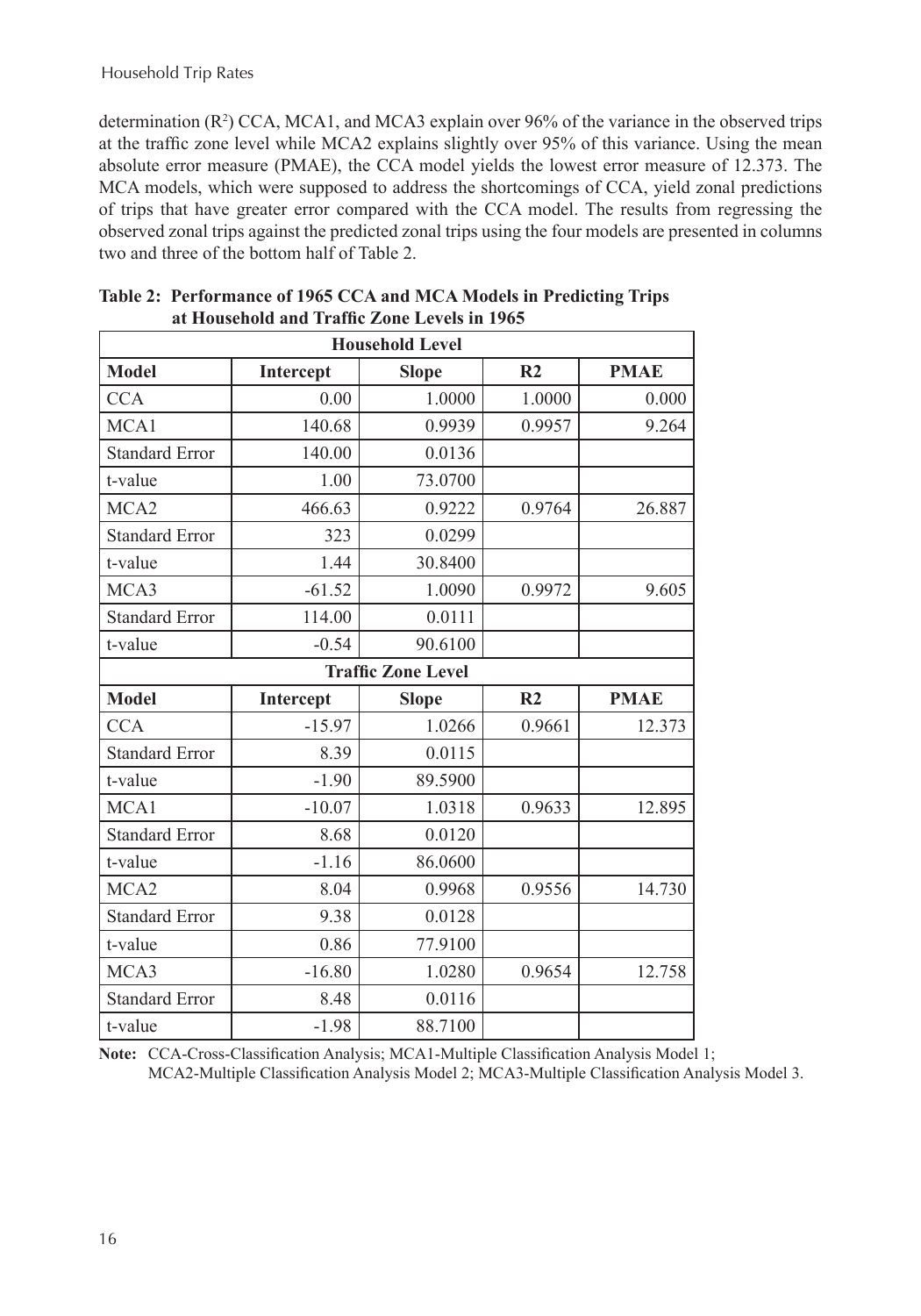determination ($R^2$) CCA, MCA1, and MCA3 explain over 96% of the variance in the observed trips at the traffic zone level while MCA2 explains slightly over 95% of this variance. Using the mean absolute error measure (PMAE), the CCA model yields the lowest error measure of 12.373. The MCA models, which were supposed to address the shortcomings of CCA, yield zonal predictions of trips that have greater error compared with the CCA model. The results from regressing the observed zonal trips against the predicted zonal trips using the four models are presented in columns two and three of the bottom half of Table 2.

**Table 2: Performance of 1965 CCA and MCA Models in Predicting Trips at Household and Traffic Zone Levels in 1965**

| **Household Level** | | | | |
|---|---|---|---|---|
| **Model** | **Intercept** | **Slope** | **R2** | **PMAE** |
| CCA | 0.00 | 1.0000 | 1.0000 | 0.000 |
| MCA1 | 140.68 | 0.9939 | 0.9957 | 9.264 |
| Standard Error | 140.00 | 0.0136 | | |
| t-value | 1.00 | 73.0700 | | |
| MCA2 | 466.63 | 0.9222 | 0.9764 | 26.887 |
| Standard Error | 323 | 0.0299 | | |
| t-value | 1.44 | 30.8400 | | |
| MCA3 | -61.52 | 1.0090 | 0.9972 | 9.605 |
| Standard Error | 114.00 | 0.0111 | | |
| t-value | -0.54 | 90.6100 | | |
| **Traffic Zone Level** | | | | |
| **Model** | **Intercept** | **Slope** | **R2** | **PMAE** |
| CCA | -15.97 | 1.0266 | 0.9661 | 12.373 |
| Standard Error | 8.39 | 0.0115 | | |
| t-value | -1.90 | 89.5900 | | |
| MCA1 | -10.07 | 1.0318 | 0.9633 | 12.895 |
| Standard Error | 8.68 | 0.0120 | | |
| t-value | -1.16 | 86.0600 | | |
| MCA2 | 8.04 | 0.9968 | 0.9556 | 14.730 |
| Standard Error | 9.38 | 0.0128 | | |
| t-value | 0.86 | 77.9100 | | |
| MCA3 | -16.80 | 1.0280 | 0.9654 | 12.758 |
| Standard Error | 8.48 | 0.0116 | | |
| t-value | -1.98 | 88.7100 | | |

**Note:** CCA-Cross-Classification Analysis; MCA1-Multiple Classification Analysis Model 1; MCA2-Multiple Classification Analysis Model 2; MCA3-Multiple Classification Analysis Model 3.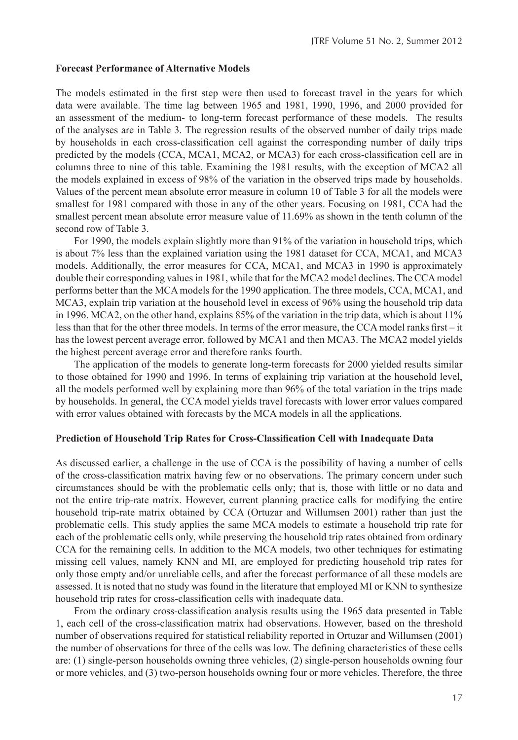### Forecast Performance of Alternative Models

The models estimated in the first step were then used to forecast travel in the years for which data were available. The time lag between 1965 and 1981, 1990, 1996, and 2000 provided for an assessment of the medium- to long-term forecast performance of these models. The results of the analyses are in Table 3. The regression results of the observed number of daily trips made by households in each cross-classification cell against the corresponding number of daily trips predicted by the models (CCA, MCA1, MCA2, or MCA3) for each cross-classification cell are in columns three to nine of this table. Examining the 1981 results, with the exception of MCA2 all the models explained in excess of 98% of the variation in the observed trips made by households. Values of the percent mean absolute error measure in column 10 of Table 3 for all the models were smallest for 1981 compared with those in any of the other years. Focusing on 1981, CCA had the smallest percent mean absolute error measure value of 11.69% as shown in the tenth column of the second row of Table 3.

For 1990, the models explain slightly more than 91% of the variation in household trips, which is about 7% less than the explained variation using the 1981 dataset for CCA, MCA1, and MCA3 models. Additionally, the error measures for CCA, MCA1, and MCA3 in 1990 is approximately double their corresponding values in 1981, while that for the MCA2 model declines. The CCA model performs better than the MCA models for the 1990 application. The three models, CCA, MCA1, and MCA3, explain trip variation at the household level in excess of 96% using the household trip data in 1996. MCA2, on the other hand, explains 85% of the variation in the trip data, which is about 11% less than that for the other three models. In terms of the error measure, the CCA model ranks first – it has the lowest percent average error, followed by MCA1 and then MCA3. The MCA2 model yields the highest percent average error and therefore ranks fourth.

The application of the models to generate long-term forecasts for 2000 yielded results similar to those obtained for 1990 and 1996. In terms of explaining trip variation at the household level, all the models performed well by explaining more than 96% of the total variation in the trips made by households. In general, the CCA model yields travel forecasts with lower error values compared with error values obtained with forecasts by the MCA models in all the applications.

### Prediction of Household Trip Rates for Cross-Classification Cell with Inadequate Data

As discussed earlier, a challenge in the use of CCA is the possibility of having a number of cells of the cross-classification matrix having few or no observations. The primary concern under such circumstances should be with the problematic cells only; that is, those with little or no data and not the entire trip-rate matrix. However, current planning practice calls for modifying the entire household trip-rate matrix obtained by CCA (Ortuzar and Willumsen 2001) rather than just the problematic cells. This study applies the same MCA models to estimate a household trip rate for each of the problematic cells only, while preserving the household trip rates obtained from ordinary CCA for the remaining cells. In addition to the MCA models, two other techniques for estimating missing cell values, namely KNN and MI, are employed for predicting household trip rates for only those empty and/or unreliable cells, and after the forecast performance of all these models are assessed. It is noted that no study was found in the literature that employed MI or KNN to synthesize household trip rates for cross-classification cells with inadequate data.

From the ordinary cross-classification analysis results using the 1965 data presented in Table 1, each cell of the cross-classification matrix had observations. However, based on the threshold number of observations required for statistical reliability reported in Ortuzar and Willumsen (2001) the number of observations for three of the cells was low. The defining characteristics of these cells are: (1) single-person households owning three vehicles, (2) single-person households owning four or more vehicles, and (3) two-person households owning four or more vehicles. Therefore, the three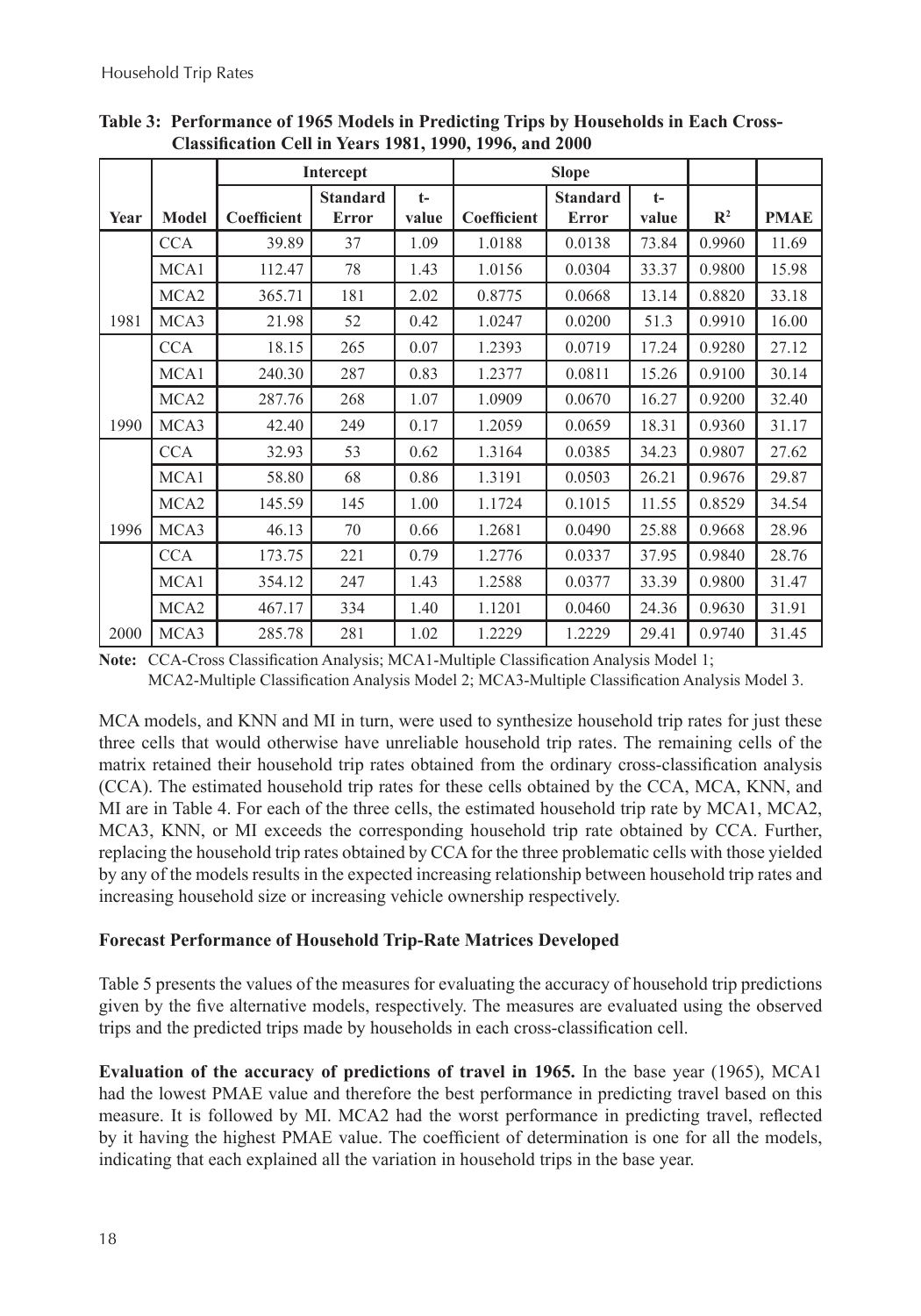**Table 3: Performance of 1965 Models in Predicting Trips by Households in Each Cross-Classification Cell in Years 1981, 1990, 1996, and 2000**

| | | Intercept | | | Slope | | | | |
|---|---|---|---|---|---|---|---|---|---|
| Year | Model | Coefficient | Standard Error | t-value | Coefficient | Standard Error | t-value | $R^2$ | PMAE |
| 1981 | CCA | 39.89 | 37 | 1.09 | 1.0188 | 0.0138 | 73.84 | 0.9960 | 11.69 |
| | MCA1 | 112.47 | 78 | 1.43 | 1.0156 | 0.0304 | 33.37 | 0.9800 | 15.98 |
| | MCA2 | 365.71 | 181 | 2.02 | 0.8775 | 0.0668 | 13.14 | 0.8820 | 33.18 |
| | MCA3 | 21.98 | 52 | 0.42 | 1.0247 | 0.0200 | 51.3 | 0.9910 | 16.00 |
| 1990 | CCA | 18.15 | 265 | 0.07 | 1.2393 | 0.0719 | 17.24 | 0.9280 | 27.12 |
| | MCA1 | 240.30 | 287 | 0.83 | 1.2377 | 0.0811 | 15.26 | 0.9100 | 30.14 |
| | MCA2 | 287.76 | 268 | 1.07 | 1.0909 | 0.0670 | 16.27 | 0.9200 | 32.40 |
| | MCA3 | 42.40 | 249 | 0.17 | 1.2059 | 0.0659 | 18.31 | 0.9360 | 31.17 |
| 1996 | CCA | 32.93 | 53 | 0.62 | 1.3164 | 0.0385 | 34.23 | 0.9807 | 27.62 |
| | MCA1 | 58.80 | 68 | 0.86 | 1.3191 | 0.0503 | 26.21 | 0.9676 | 29.87 |
| | MCA2 | 145.59 | 145 | 1.00 | 1.1724 | 0.1015 | 11.55 | 0.8529 | 34.54 |
| | MCA3 | 46.13 | 70 | 0.66 | 1.2681 | 0.0490 | 25.88 | 0.9668 | 28.96 |
| 2000 | CCA | 173.75 | 221 | 0.79 | 1.2776 | 0.0337 | 37.95 | 0.9840 | 28.76 |
| | MCA1 | 354.12 | 247 | 1.43 | 1.2588 | 0.0377 | 33.39 | 0.9800 | 31.47 |
| | MCA2 | 467.17 | 334 | 1.40 | 1.1201 | 0.0460 | 24.36 | 0.9630 | 31.91 |
| | MCA3 | 285.78 | 281 | 1.02 | 1.2229 | 1.2229 | 29.41 | 0.9740 | 31.45 |

**Note:** CCA-Cross Classification Analysis; MCA1-Multiple Classification Analysis Model 1; MCA2-Multiple Classification Analysis Model 2; MCA3-Multiple Classification Analysis Model 3.

MCA models, and KNN and MI in turn, were used to synthesize household trip rates for just these three cells that would otherwise have unreliable household trip rates. The remaining cells of the matrix retained their household trip rates obtained from the ordinary cross-classification analysis (CCA). The estimated household trip rates for these cells obtained by the CCA, MCA, KNN, and MI are in Table 4. For each of the three cells, the estimated household trip rate by MCA1, MCA2, MCA3, KNN, or MI exceeds the corresponding household trip rate obtained by CCA. Further, replacing the household trip rates obtained by CCA for the three problematic cells with those yielded by any of the models results in the expected increasing relationship between household trip rates and increasing household size or increasing vehicle ownership respectively.

### Forecast Performance of Household Trip-Rate Matrices Developed

Table 5 presents the values of the measures for evaluating the accuracy of household trip predictions given by the five alternative models, respectively. The measures are evaluated using the observed trips and the predicted trips made by households in each cross-classification cell.

**Evaluation of the accuracy of predictions of travel in 1965.** In the base year (1965), MCA1 had the lowest PMAE value and therefore the best performance in predicting travel based on this measure. It is followed by MI. MCA2 had the worst performance in predicting travel, reflected by it having the highest PMAE value. The coefficient of determination is one for all the models, indicating that each explained all the variation in household trips in the base year.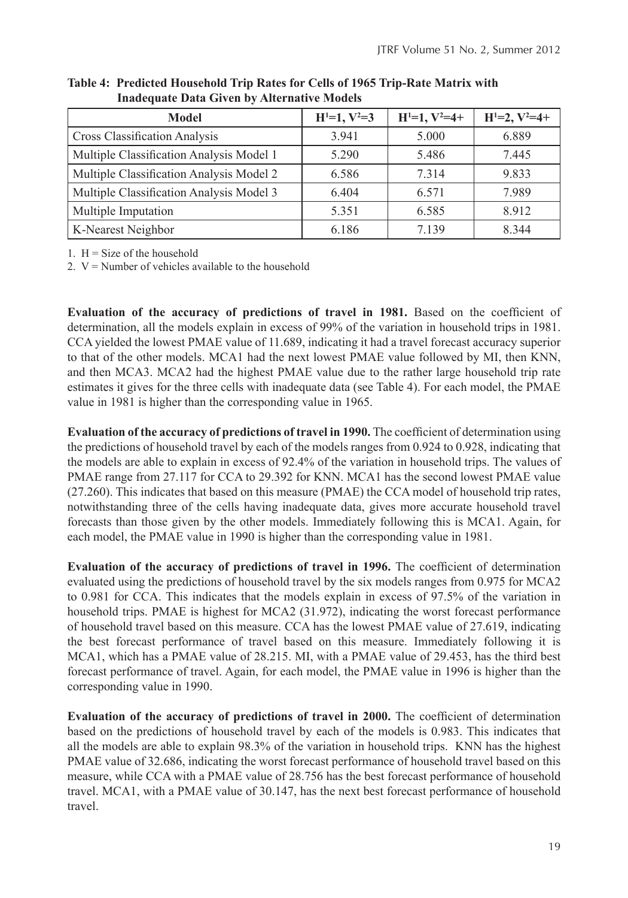**Table 4: Predicted Household Trip Rates for Cells of 1965 Trip-Rate Matrix with Inadequate Data Given by Alternative Models**

| Model | $H^1=1, V^2=3$ | $H^1=1, V^2=4+$ | $H^1=2, V^2=4+$ |
|---|---|---|---|
| Cross Classification Analysis | 3.941 | 5.000 | 6.889 |
| Multiple Classification Analysis Model 1 | 5.290 | 5.486 | 7.445 |
| Multiple Classification Analysis Model 2 | 6.586 | 7.314 | 9.833 |
| Multiple Classification Analysis Model 3 | 6.404 | 6.571 | 7.989 |
| Multiple Imputation | 5.351 | 6.585 | 8.912 |
| K-Nearest Neighbor | 6.186 | 7.139 | 8.344 |

1. H = Size of the household
2. V = Number of vehicles available to the household

**Evaluation of the accuracy of predictions of travel in 1981.** Based on the coefficient of determination, all the models explain in excess of 99% of the variation in household trips in 1981. CCA yielded the lowest PMAE value of 11.689, indicating it had a travel forecast accuracy superior to that of the other models. MCA1 had the next lowest PMAE value followed by MI, then KNN, and then MCA3. MCA2 had the highest PMAE value due to the rather large household trip rate estimates it gives for the three cells with inadequate data (see Table 4). For each model, the PMAE value in 1981 is higher than the corresponding value in 1965.

**Evaluation of the accuracy of predictions of travel in 1990.** The coefficient of determination using the predictions of household travel by each of the models ranges from 0.924 to 0.928, indicating that the models are able to explain in excess of 92.4% of the variation in household trips. The values of PMAE range from 27.117 for CCA to 29.392 for KNN. MCA1 has the second lowest PMAE value (27.260). This indicates that based on this measure (PMAE) the CCA model of household trip rates, notwithstanding three of the cells having inadequate data, gives more accurate household travel forecasts than those given by the other models. Immediately following this is MCA1. Again, for each model, the PMAE value in 1990 is higher than the corresponding value in 1981.

**Evaluation of the accuracy of predictions of travel in 1996.** The coefficient of determination evaluated using the predictions of household travel by the six models ranges from 0.975 for MCA2 to 0.981 for CCA. This indicates that the models explain in excess of 97.5% of the variation in household trips. PMAE is highest for MCA2 (31.972), indicating the worst forecast performance of household travel based on this measure. CCA has the lowest PMAE value of 27.619, indicating the best forecast performance of travel based on this measure. Immediately following it is MCA1, which has a PMAE value of 28.215. MI, with a PMAE value of 29.453, has the third best forecast performance of travel. Again, for each model, the PMAE value in 1996 is higher than the corresponding value in 1990.

**Evaluation of the accuracy of predictions of travel in 2000.** The coefficient of determination based on the predictions of household travel by each of the models is 0.983. This indicates that all the models are able to explain 98.3% of the variation in household trips. KNN has the highest PMAE value of 32.686, indicating the worst forecast performance of household travel based on this measure, while CCA with a PMAE value of 28.756 has the best forecast performance of household travel. MCA1, with a PMAE value of 30.147, has the next best forecast performance of household travel.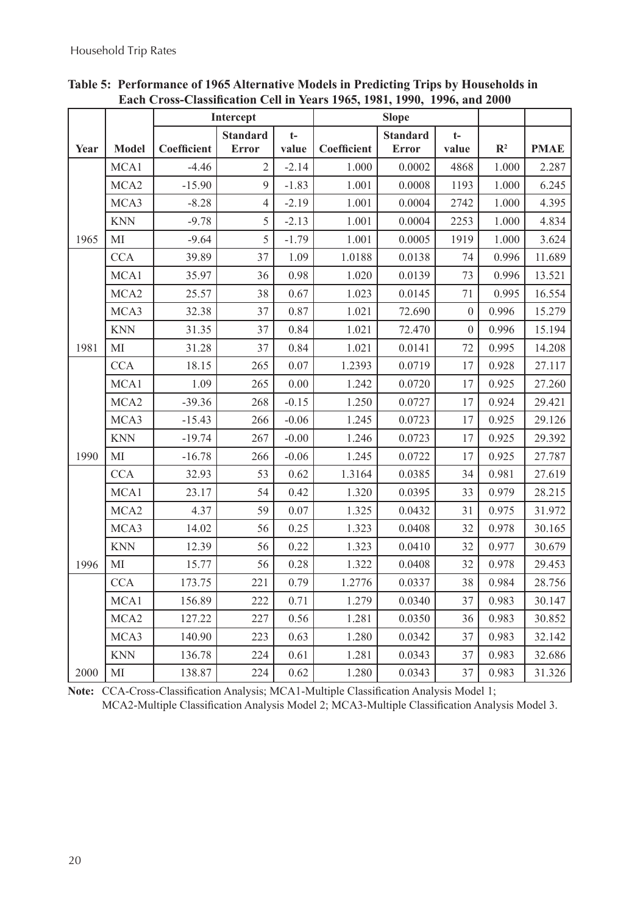**Table 5: Performance of 1965 Alternative Models in Predicting Trips by Households in Each Cross-Classification Cell in Years 1965, 1981, 1990, 1996, and 2000**

| | | Intercept | | | Slope | | | | |
|---|---|---|---|---|---|---|---|---|---|
| Year | Model | Coefficient | Standard Error | t-value | Coefficient | Standard Error | t-value | $R^2$ | PMAE |
| | MCA1 | -4.46 | 2 | -2.14 | 1.000 | 0.0002 | 4868 | 1.000 | 2.287 |
| | MCA2 | -15.90 | 9 | -1.83 | 1.001 | 0.0008 | 1193 | 1.000 | 6.245 |
| | MCA3 | -8.28 | 4 | -2.19 | 1.001 | 0.0004 | 2742 | 1.000 | 4.395 |
| | KNN | -9.78 | 5 | -2.13 | 1.001 | 0.0004 | 2253 | 1.000 | 4.834 |
| 1965 | MI | -9.64 | 5 | -1.79 | 1.001 | 0.0005 | 1919 | 1.000 | 3.624 |
| | CCA | 39.89 | 37 | 1.09 | 1.0188 | 0.0138 | 74 | 0.996 | 11.689 |
| | MCA1 | 35.97 | 36 | 0.98 | 1.020 | 0.0139 | 73 | 0.996 | 13.521 |
| | MCA2 | 25.57 | 38 | 0.67 | 1.023 | 0.0145 | 71 | 0.995 | 16.554 |
| | MCA3 | 32.38 | 37 | 0.87 | 1.021 | 72.690 | 0 | 0.996 | 15.279 |
| | KNN | 31.35 | 37 | 0.84 | 1.021 | 72.470 | 0 | 0.996 | 15.194 |
| 1981 | MI | 31.28 | 37 | 0.84 | 1.021 | 0.0141 | 72 | 0.995 | 14.208 |
| | CCA | 18.15 | 265 | 0.07 | 1.2393 | 0.0719 | 17 | 0.928 | 27.117 |
| | MCA1 | 1.09 | 265 | 0.00 | 1.242 | 0.0720 | 17 | 0.925 | 27.260 |
| | MCA2 | -39.36 | 268 | -0.15 | 1.250 | 0.0727 | 17 | 0.924 | 29.421 |
| | MCA3 | -15.43 | 266 | -0.06 | 1.245 | 0.0723 | 17 | 0.925 | 29.126 |
| | KNN | -19.74 | 267 | -0.00 | 1.246 | 0.0723 | 17 | 0.925 | 29.392 |
| 1990 | MI | -16.78 | 266 | -0.06 | 1.245 | 0.0722 | 17 | 0.925 | 27.787 |
| | CCA | 32.93 | 53 | 0.62 | 1.3164 | 0.0385 | 34 | 0.981 | 27.619 |
| | MCA1 | 23.17 | 54 | 0.42 | 1.320 | 0.0395 | 33 | 0.979 | 28.215 |
| | MCA2 | 4.37 | 59 | 0.07 | 1.325 | 0.0432 | 31 | 0.975 | 31.972 |
| | MCA3 | 14.02 | 56 | 0.25 | 1.323 | 0.0408 | 32 | 0.978 | 30.165 |
| | KNN | 12.39 | 56 | 0.22 | 1.323 | 0.0410 | 32 | 0.977 | 30.679 |
| 1996 | MI | 15.77 | 56 | 0.28 | 1.322 | 0.0408 | 32 | 0.978 | 29.453 |
| | CCA | 173.75 | 221 | 0.79 | 1.2776 | 0.0337 | 38 | 0.984 | 28.756 |
| | MCA1 | 156.89 | 222 | 0.71 | 1.279 | 0.0340 | 37 | 0.983 | 30.147 |
| | MCA2 | 127.22 | 227 | 0.56 | 1.281 | 0.0350 | 36 | 0.983 | 30.852 |
| | MCA3 | 140.90 | 223 | 0.63 | 1.280 | 0.0342 | 37 | 0.983 | 32.142 |
| | KNN | 136.78 | 224 | 0.61 | 1.281 | 0.0343 | 37 | 0.983 | 32.686 |
| 2000 | MI | 138.87 | 224 | 0.62 | 1.280 | 0.0343 | 37 | 0.983 | 31.326 |

**Note:** CCA-Cross-Classification Analysis; MCA1-Multiple Classification Analysis Model 1; MCA2-Multiple Classification Analysis Model 2; MCA3-Multiple Classification Analysis Model 3.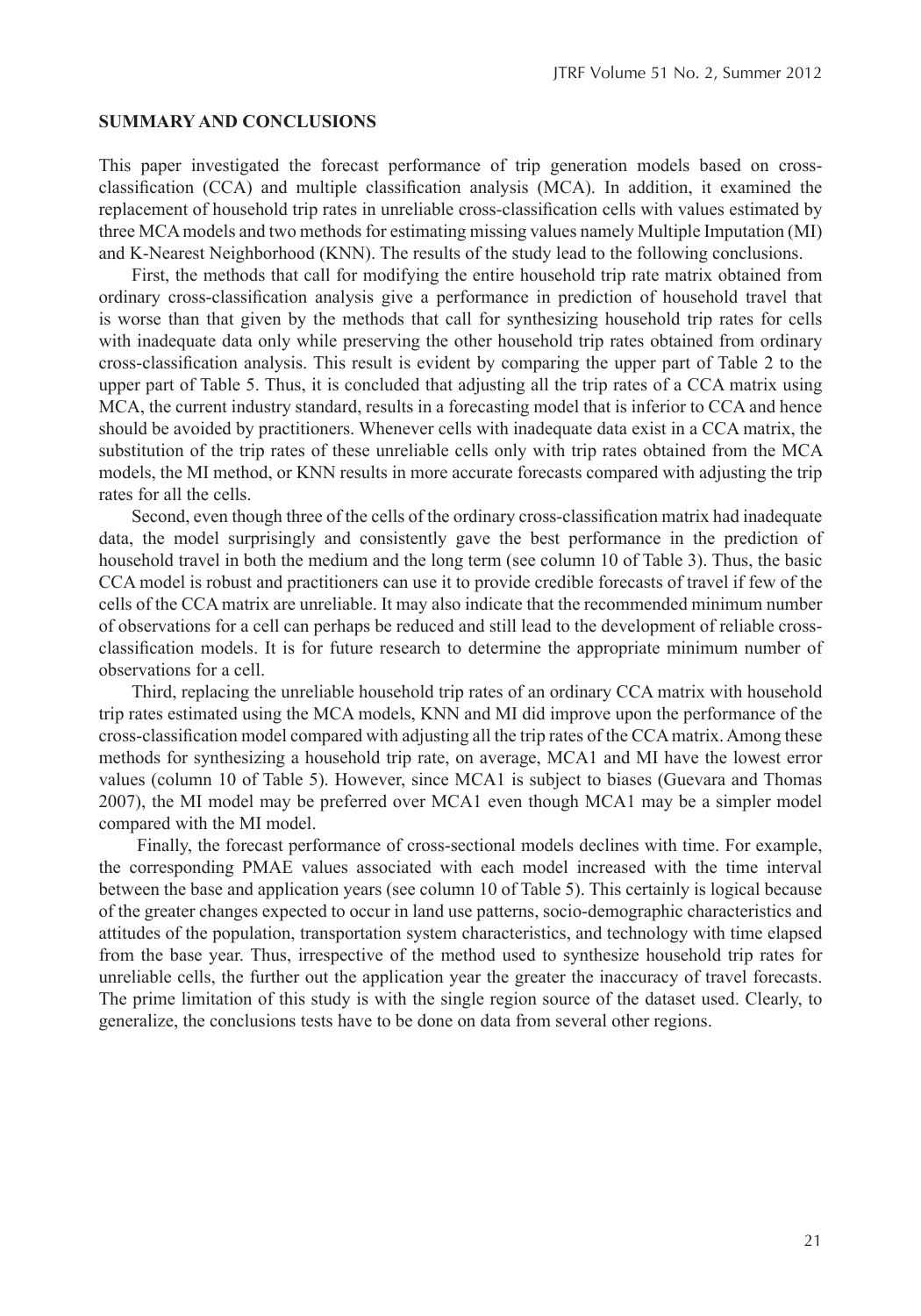## SUMMARY AND CONCLUSIONS

This paper investigated the forecast performance of trip generation models based on cross-classification (CCA) and multiple classification analysis (MCA). In addition, it examined the replacement of household trip rates in unreliable cross-classification cells with values estimated by three MCA models and two methods for estimating missing values namely Multiple Imputation (MI) and K-Nearest Neighborhood (KNN). The results of the study lead to the following conclusions.

First, the methods that call for modifying the entire household trip rate matrix obtained from ordinary cross-classification analysis give a performance in prediction of household travel that is worse than that given by the methods that call for synthesizing household trip rates for cells with inadequate data only while preserving the other household trip rates obtained from ordinary cross-classification analysis. This result is evident by comparing the upper part of Table 2 to the upper part of Table 5. Thus, it is concluded that adjusting all the trip rates of a CCA matrix using MCA, the current industry standard, results in a forecasting model that is inferior to CCA and hence should be avoided by practitioners. Whenever cells with inadequate data exist in a CCA matrix, the substitution of the trip rates of these unreliable cells only with trip rates obtained from the MCA models, the MI method, or KNN results in more accurate forecasts compared with adjusting the trip rates for all the cells.

Second, even though three of the cells of the ordinary cross-classification matrix had inadequate data, the model surprisingly and consistently gave the best performance in the prediction of household travel in both the medium and the long term (see column 10 of Table 3). Thus, the basic CCA model is robust and practitioners can use it to provide credible forecasts of travel if few of the cells of the CCA matrix are unreliable. It may also indicate that the recommended minimum number of observations for a cell can perhaps be reduced and still lead to the development of reliable cross-classification models. It is for future research to determine the appropriate minimum number of observations for a cell.

Third, replacing the unreliable household trip rates of an ordinary CCA matrix with household trip rates estimated using the MCA models, KNN and MI did improve upon the performance of the cross-classification model compared with adjusting all the trip rates of the CCA matrix. Among these methods for synthesizing a household trip rate, on average, MCA1 and MI have the lowest error values (column 10 of Table 5). However, since MCA1 is subject to biases (Guevara and Thomas 2007), the MI model may be preferred over MCA1 even though MCA1 may be a simpler model compared with the MI model.

Finally, the forecast performance of cross-sectional models declines with time. For example, the corresponding PMAE values associated with each model increased with the time interval between the base and application years (see column 10 of Table 5). This certainly is logical because of the greater changes expected to occur in land use patterns, socio-demographic characteristics and attitudes of the population, transportation system characteristics, and technology with time elapsed from the base year. Thus, irrespective of the method used to synthesize household trip rates for unreliable cells, the further out the application year the greater the inaccuracy of travel forecasts. The prime limitation of this study is with the single region source of the dataset used. Clearly, to generalize, the conclusions tests have to be done on data from several other regions.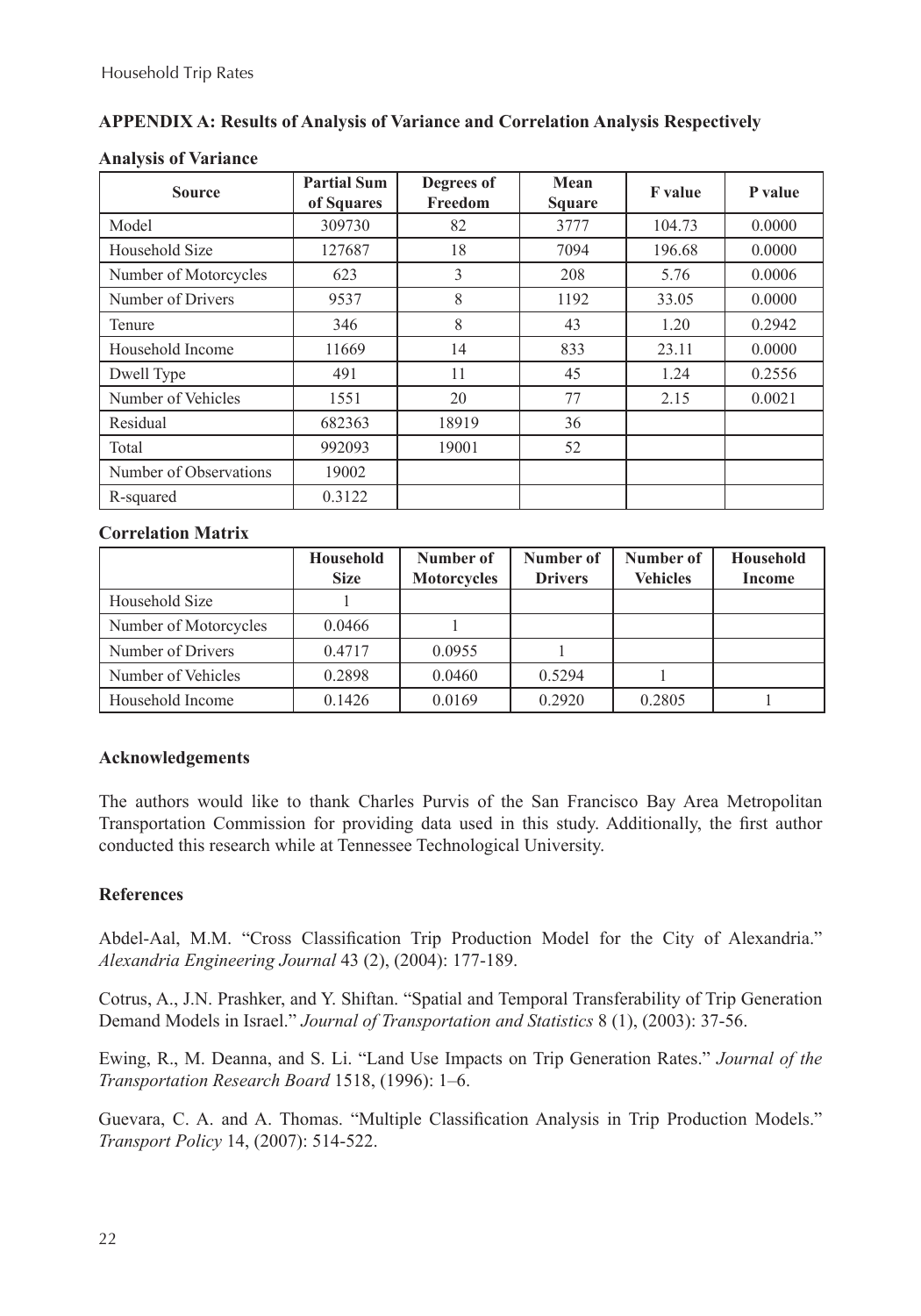## APPENDIX A: Results of Analysis of Variance and Correlation Analysis Respectively

**Analysis of Variance**

| Source | Partial Sum of Squares | Degrees of Freedom | Mean Square | F value | P value |
|---|---|---|---|---|---|
| Model | 309730 | 82 | 3777 | 104.73 | 0.0000 |
| Household Size | 127687 | 18 | 7094 | 196.68 | 0.0000 |
| Number of Motorcycles | 623 | 3 | 208 | 5.76 | 0.0006 |
| Number of Drivers | 9537 | 8 | 1192 | 33.05 | 0.0000 |
| Tenure | 346 | 8 | 43 | 1.20 | 0.2942 |
| Household Income | 11669 | 14 | 833 | 23.11 | 0.0000 |
| Dwell Type | 491 | 11 | 45 | 1.24 | 0.2556 |
| Number of Vehicles | 1551 | 20 | 77 | 2.15 | 0.0021 |
| Residual | 682363 | 18919 | 36 | | |
| Total | 992093 | 19001 | 52 | | |
| Number of Observations | 19002 | | | | |
| R-squared | 0.3122 | | | | |

**Correlation Matrix**

| | Household Size | Number of Motorcycles | Number of Drivers | Number of Vehicles | Household Income |
|---|---|---|---|---|---|
| Household Size | 1 | | | | |
| Number of Motorcycles | 0.0466 | 1 | | | |
| Number of Drivers | 0.4717 | 0.0955 | 1 | | |
| Number of Vehicles | 0.2898 | 0.0460 | 0.5294 | 1 | |
| Household Income | 0.1426 | 0.0169 | 0.2920 | 0.2805 | 1 |

### Acknowledgements

The authors would like to thank Charles Purvis of the San Francisco Bay Area Metropolitan Transportation Commission for providing data used in this study. Additionally, the first author conducted this research while at Tennessee Technological University.

### References

Abdel-Aal, M.M. "Cross Classification Trip Production Model for the City of Alexandria." *Alexandria Engineering Journal* 43 (2), (2004): 177-189.

Cotrus, A., J.N. Prashker, and Y. Shiftan. "Spatial and Temporal Transferability of Trip Generation Demand Models in Israel." *Journal of Transportation and Statistics* 8 (1), (2003): 37-56.

Ewing, R., M. Deanna, and S. Li. "Land Use Impacts on Trip Generation Rates." *Journal of the Transportation Research Board* 1518, (1996): 1–6.

Guevara, C. A. and A. Thomas. "Multiple Classification Analysis in Trip Production Models." *Transport Policy* 14, (2007): 514-522.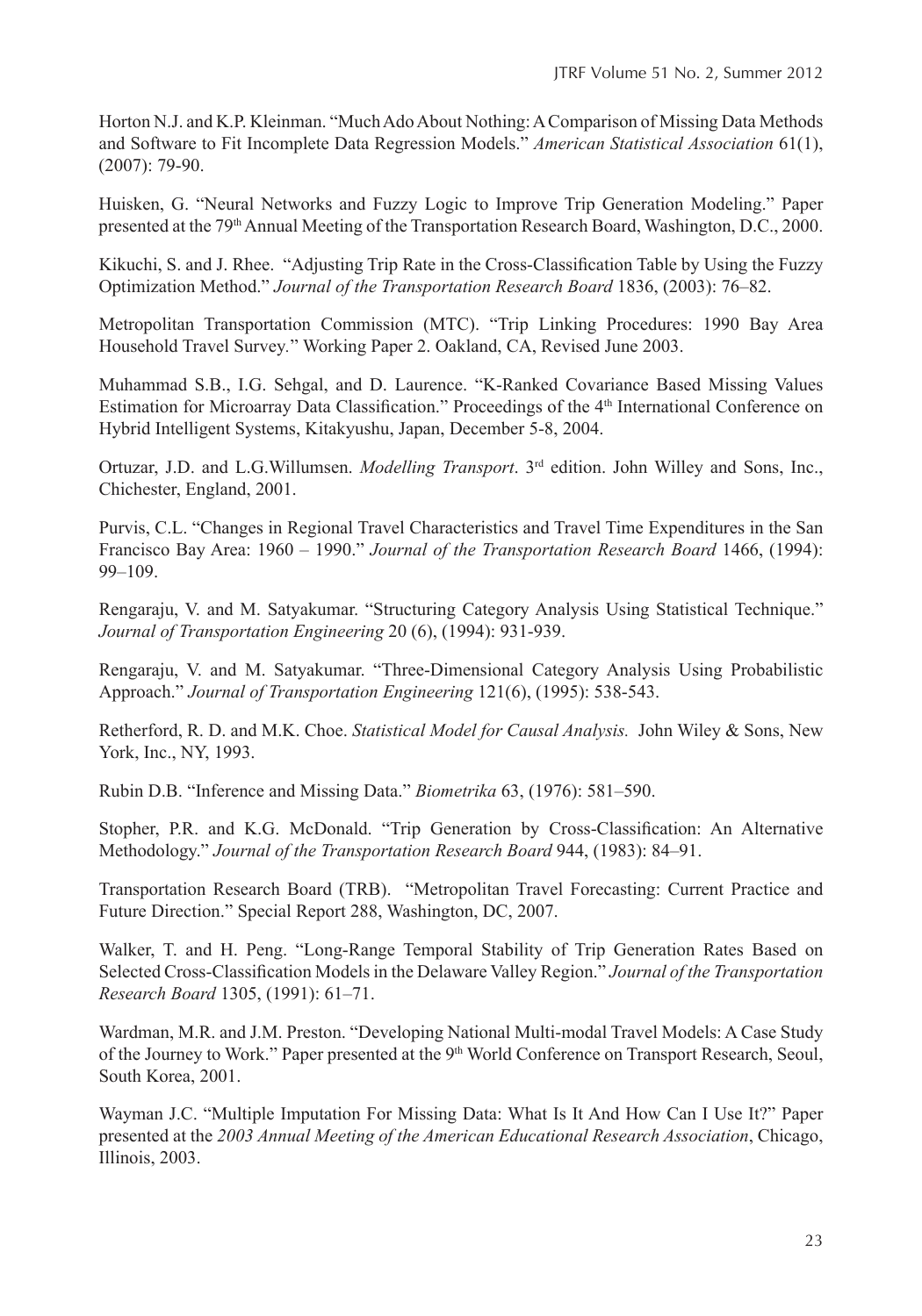Horton N.J. and K.P. Kleinman. "Much Ado About Nothing: A Comparison of Missing Data Methods and Software to Fit Incomplete Data Regression Models." *American Statistical Association* 61(1), (2007): 79-90.

Huisken, G. "Neural Networks and Fuzzy Logic to Improve Trip Generation Modeling." Paper presented at the 79th Annual Meeting of the Transportation Research Board, Washington, D.C., 2000.

Kikuchi, S. and J. Rhee. "Adjusting Trip Rate in the Cross-Classification Table by Using the Fuzzy Optimization Method." *Journal of the Transportation Research Board* 1836, (2003): 76–82.

Metropolitan Transportation Commission (MTC). "Trip Linking Procedures: 1990 Bay Area Household Travel Survey." Working Paper 2. Oakland, CA, Revised June 2003.

Muhammad S.B., I.G. Sehgal, and D. Laurence. "K-Ranked Covariance Based Missing Values Estimation for Microarray Data Classification." Proceedings of the 4th International Conference on Hybrid Intelligent Systems, Kitakyushu, Japan, December 5-8, 2004.

Ortuzar, J.D. and L.G.Willumsen. *Modelling Transport*. 3rd edition. John Willey and Sons, Inc., Chichester, England, 2001.

Purvis, C.L. "Changes in Regional Travel Characteristics and Travel Time Expenditures in the San Francisco Bay Area: 1960 – 1990." *Journal of the Transportation Research Board* 1466, (1994): 99–109.

Rengaraju, V. and M. Satyakumar. "Structuring Category Analysis Using Statistical Technique." *Journal of Transportation Engineering* 20 (6), (1994): 931-939.

Rengaraju, V. and M. Satyakumar. "Three-Dimensional Category Analysis Using Probabilistic Approach." *Journal of Transportation Engineering* 121(6), (1995): 538-543.

Retherford, R. D. and M.K. Choe. *Statistical Model for Causal Analysis.* John Wiley & Sons, New York, Inc., NY, 1993.

Rubin D.B. "Inference and Missing Data." *Biometrika* 63, (1976): 581–590.

Stopher, P.R. and K.G. McDonald. "Trip Generation by Cross-Classification: An Alternative Methodology." *Journal of the Transportation Research Board* 944, (1983): 84–91.

Transportation Research Board (TRB). "Metropolitan Travel Forecasting: Current Practice and Future Direction." Special Report 288, Washington, DC, 2007.

Walker, T. and H. Peng. "Long-Range Temporal Stability of Trip Generation Rates Based on Selected Cross-Classification Models in the Delaware Valley Region." *Journal of the Transportation Research Board* 1305, (1991): 61–71.

Wardman, M.R. and J.M. Preston. "Developing National Multi-modal Travel Models: A Case Study of the Journey to Work." Paper presented at the 9th World Conference on Transport Research, Seoul, South Korea, 2001.

Wayman J.C. "Multiple Imputation For Missing Data: What Is It And How Can I Use It?" Paper presented at the *2003 Annual Meeting of the American Educational Research Association*, Chicago, Illinois, 2003.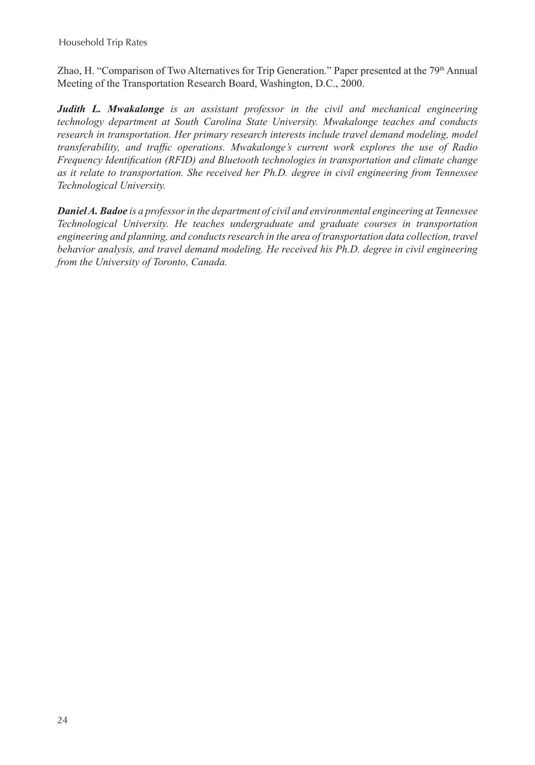Zhao, H. "Comparison of Two Alternatives for Trip Generation." Paper presented at the 79th Annual Meeting of the Transportation Research Board, Washington, D.C., 2000.

***Judith L. Mwakalonge*** *is an assistant professor in the civil and mechanical engineering technology department at South Carolina State University. Mwakalonge teaches and conducts research in transportation. Her primary research interests include travel demand modeling, model transferability, and traffic operations. Mwakalonge's current work explores the use of Radio Frequency Identification (RFID) and Bluetooth technologies in transportation and climate change as it relate to transportation. She received her Ph.D. degree in civil engineering from Tennessee Technological University.*

***Daniel A. Badoe*** *is a professor in the department of civil and environmental engineering at Tennessee Technological University. He teaches undergraduate and graduate courses in transportation engineering and planning, and conducts research in the area of transportation data collection, travel behavior analysis, and travel demand modeling. He received his Ph.D. degree in civil engineering from the University of Toronto, Canada.*